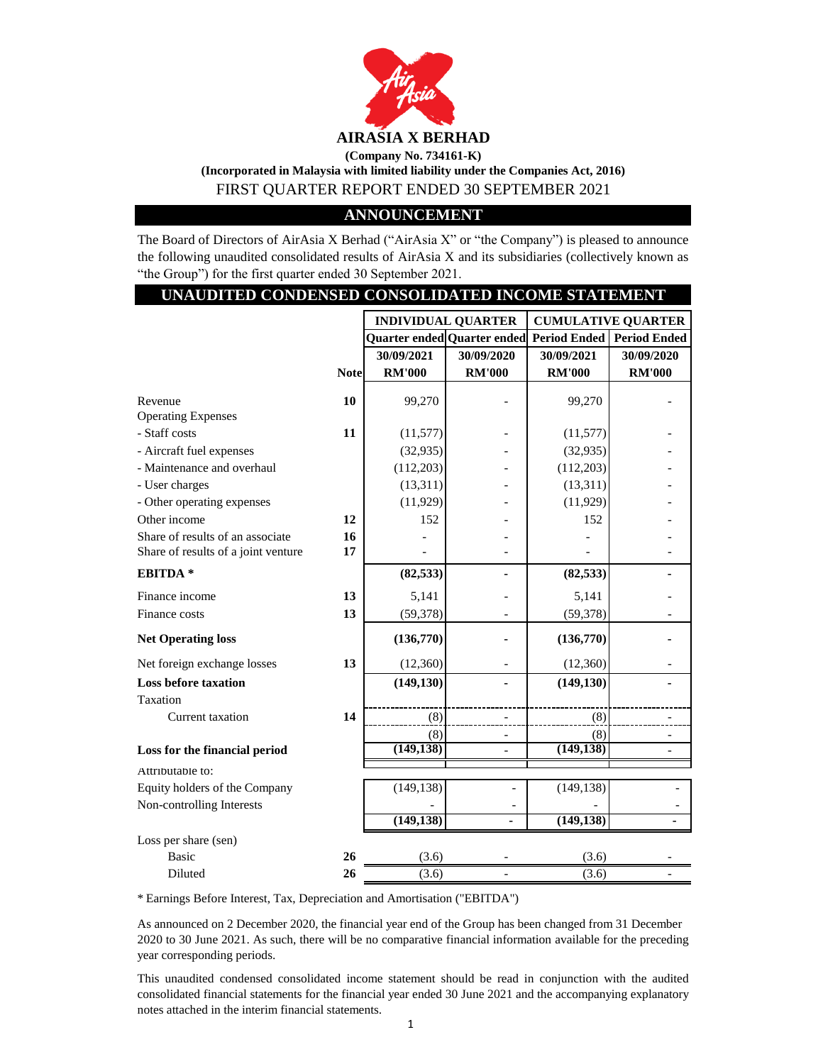# AIRASIA X BERHAD

**(Company No. 734161-K)**

**(Incorporated in Malaysia with limited liability under the Companies Act, 2016)**

FIRST QUARTER REPORT ENDED 30 SEPTEMBER 2021

## ANNOUNCEMENT

The Board of Directors of AirAsia X Berhad ("AirAsia X" or "the Company") is pleased to announce the following unaudited consolidated results of AirAsia X and its subsidiaries (collectively known as "the Group") for the first quarter ended 30 September 2021.

## UNAUDITED CONDENSED CONSOLIDATED INCOME STATEMENT

| | | INDIVIDUAL QUARTER | | CUMULATIVE QUARTER | |
|---|---|---|---|---|---|
| | | Quarter ended | Quarter ended | Period Ended | Period Ended |
| | | 30/09/2021 | 30/09/2020 | 30/09/2021 | 30/09/2020 |
| | Note | RM'000 | RM'000 | RM'000 | RM'000 |
| Revenue | 10 | 99,270 | - | 99,270 | - |
| Operating Expenses | | | | | |
| - Staff costs | 11 | (11,577) | - | (11,577) | - |
| - Aircraft fuel expenses | | (32,935) | - | (32,935) | - |
| - Maintenance and overhaul | | (112,203) | - | (112,203) | - |
| - User charges | | (13,311) | - | (13,311) | - |
| - Other operating expenses | | (11,929) | - | (11,929) | - |
| Other income | 12 | 152 | - | 152 | - |
| Share of results of an associate | 16 | - | - | - | - |
| Share of results of a joint venture | 17 | - | - | - | - |
| **EBITDA \*** | | **(82,533)** | **-** | **(82,533)** | **-** |
| Finance income | 13 | 5,141 | - | 5,141 | - |
| Finance costs | 13 | (59,378) | - | (59,378) | - |
| **Net Operating loss** | | **(136,770)** | **-** | **(136,770)** | **-** |
| Net foreign exchange losses | 13 | (12,360) | - | (12,360) | - |
| **Loss before taxation** | | **(149,130)** | **-** | **(149,130)** | **-** |
| Taxation | | | | | |
| Current taxation | 14 | (8) | - | (8) | - |
| | | (8) | - | (8) | - |
| **Loss for the financial period** | | **(149,138)** | **-** | **(149,138)** | **-** |
| Attributable to: | | | | | |
| Equity holders of the Company | | (149,138) | - | (149,138) | - |
| Non-controlling Interests | | - | - | - | - |
| | | **(149,138)** | **-** | **(149,138)** | **-** |
| Loss per share (sen) | | | | | |
| Basic | 26 | (3.6) | - | (3.6) | - |
| Diluted | 26 | (3.6) | - | (3.6) | - |

\* Earnings Before Interest, Tax, Depreciation and Amortisation ("EBITDA")

As announced on 2 December 2020, the financial year end of the Group has been changed from 31 December 2020 to 30 June 2021. As such, there will be no comparative financial information available for the preceding year corresponding periods.

This unaudited condensed consolidated income statement should be read in conjunction with the audited consolidated financial statements for the financial year ended 30 June 2021 and the accompanying explanatory notes attached in the interim financial statements.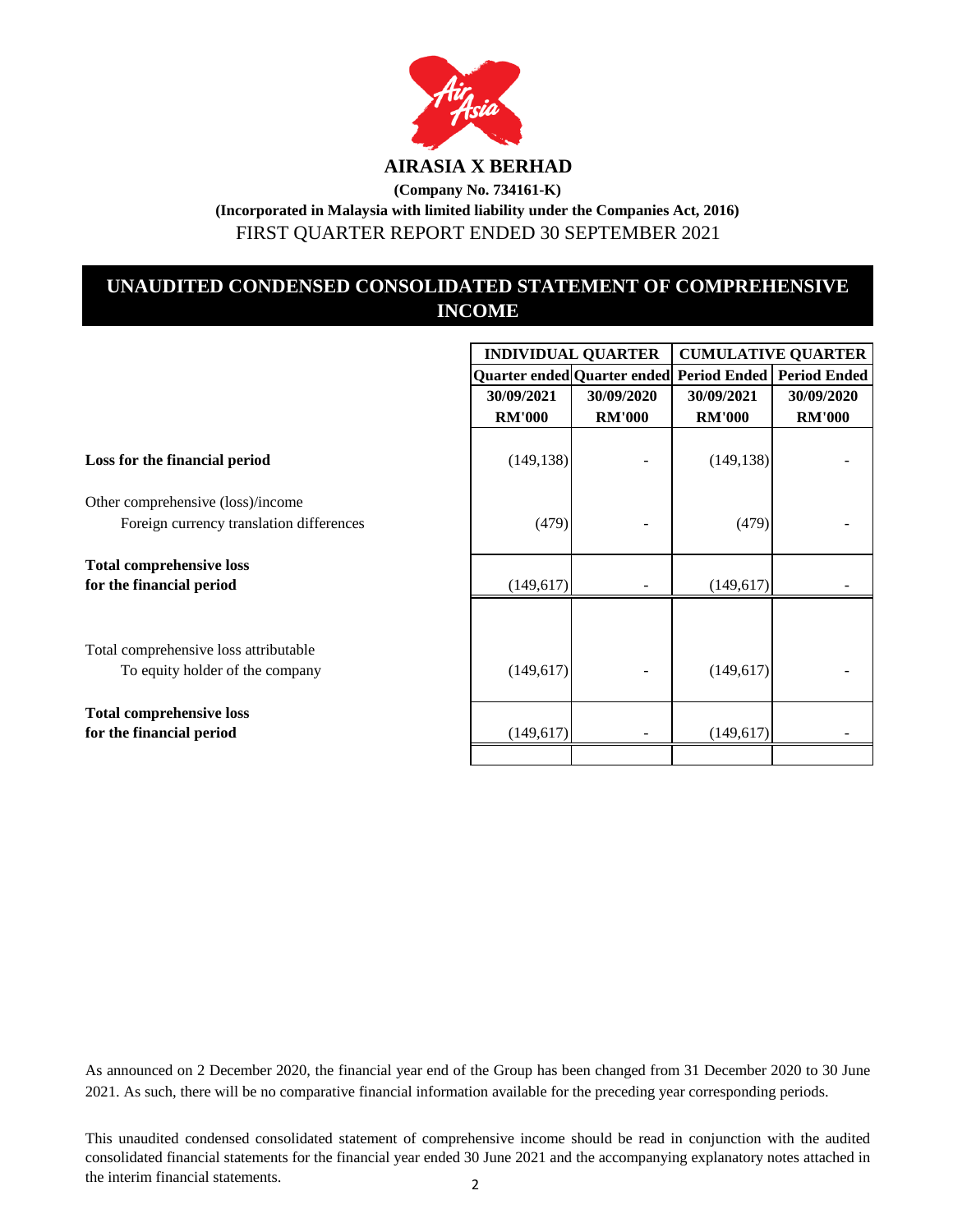# AIRASIA X BERHAD

**(Company No. 734161-K)**

**(Incorporated in Malaysia with limited liability under the Companies Act, 2016)**

FIRST QUARTER REPORT ENDED 30 SEPTEMBER 2021

## UNAUDITED CONDENSED CONSOLIDATED STATEMENT OF COMPREHENSIVE INCOME

| | INDIVIDUAL QUARTER | | CUMULATIVE QUARTER | |
|---|---|---|---|---|
| | Quarter ended | Quarter ended | Period Ended | Period Ended |
| | 30/09/2021 | 30/09/2020 | 30/09/2021 | 30/09/2020 |
| | RM'000 | RM'000 | RM'000 | RM'000 |
| **Loss for the financial period** | (149,138) | - | (149,138) | - |
| Other comprehensive (loss)/income | | | | |
| Foreign currency translation differences | (479) | - | (479) | - |
| **Total comprehensive loss for the financial period** | (149,617) | - | (149,617) | - |
| Total comprehensive loss attributable | | | | |
| To equity holder of the company | (149,617) | - | (149,617) | - |
| **Total comprehensive loss for the financial period** | (149,617) | - | (149,617) | - |

As announced on 2 December 2020, the financial year end of the Group has been changed from 31 December 2020 to 30 June 2021. As such, there will be no comparative financial information available for the preceding year corresponding periods.

This unaudited condensed consolidated statement of comprehensive income should be read in conjunction with the audited consolidated financial statements for the financial year ended 30 June 2021 and the accompanying explanatory notes attached in the interim financial statements.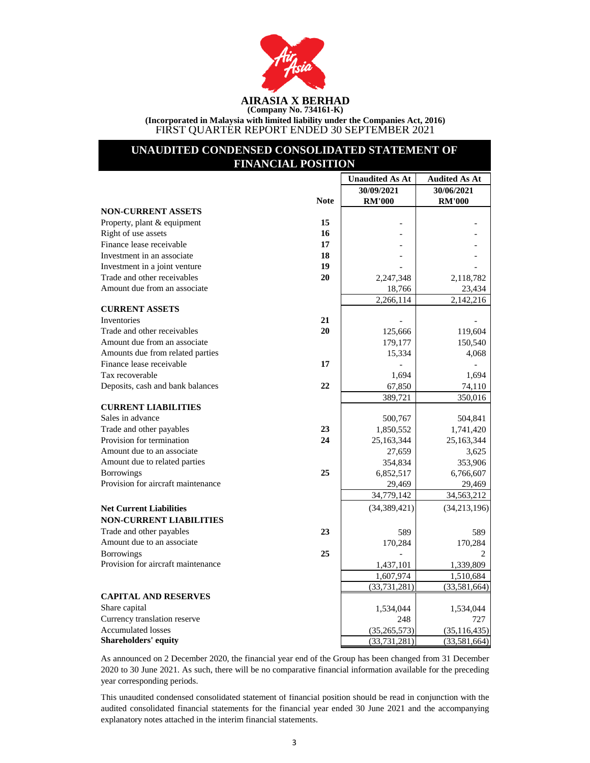# AIRASIA X BERHAD

**(Company No. 734161-K)**

**(Incorporated in Malaysia with limited liability under the Companies Act, 2016)**

FIRST QUARTER REPORT ENDED 30 SEPTEMBER 2021

## UNAUDITED CONDENSED CONSOLIDATED STATEMENT OF FINANCIAL POSITION

| | Note | Unaudited As At 30/09/2021 RM'000 | Audited As At 30/06/2021 RM'000 |
|---|---|---|---|
| **NON-CURRENT ASSETS** | | | |
| Property, plant & equipment | 15 | - | - |
| Right of use assets | 16 | - | - |
| Finance lease receivable | 17 | - | - |
| Investment in an associate | 18 | - | - |
| Investment in a joint venture | 19 | - | - |
| Trade and other receivables | 20 | 2,247,348 | 2,118,782 |
| Amount due from an associate | | 18,766 | 23,434 |
| | | 2,266,114 | 2,142,216 |
| **CURRENT ASSETS** | | | |
| Inventories | 21 | - | - |
| Trade and other receivables | 20 | 125,666 | 119,604 |
| Amount due from an associate | | 179,177 | 150,540 |
| Amounts due from related parties | | 15,334 | 4,068 |
| Finance lease receivable | 17 | - | - |
| Tax recoverable | | 1,694 | 1,694 |
| Deposits, cash and bank balances | 22 | 67,850 | 74,110 |
| | | 389,721 | 350,016 |
| **CURRENT LIABILITIES** | | | |
| Sales in advance | | 500,767 | 504,841 |
| Trade and other payables | 23 | 1,850,552 | 1,741,420 |
| Provision for termination | 24 | 25,163,344 | 25,163,344 |
| Amount due to an associate | | 27,659 | 3,625 |
| Amount due to related parties | | 354,834 | 353,906 |
| Borrowings | 25 | 6,852,517 | 6,766,607 |
| Provision for aircraft maintenance | | 29,469 | 29,469 |
| | | 34,779,142 | 34,563,212 |
| **Net Current Liabilities** | | (34,389,421) | (34,213,196) |
| **NON-CURRENT LIABILITIES** | | | |
| Trade and other payables | 23 | 589 | 589 |
| Amount due to an associate | | 170,284 | 170,284 |
| Borrowings | 25 | - | 2 |
| Provision for aircraft maintenance | | 1,437,101 | 1,339,809 |
| | | 1,607,974 | 1,510,684 |
| | | (33,731,281) | (33,581,664) |
| **CAPITAL AND RESERVES** | | | |
| Share capital | | 1,534,044 | 1,534,044 |
| Currency translation reserve | | 248 | 727 |
| Accumulated losses | | (35,265,573) | (35,116,435) |
| **Shareholders' equity** | | (33,731,281) | (33,581,664) |

As announced on 2 December 2020, the financial year end of the Group has been changed from 31 December 2020 to 30 June 2021. As such, there will be no comparative financial information available for the preceding year corresponding periods.

This unaudited condensed consolidated statement of financial position should be read in conjunction with the audited consolidated financial statements for the financial year ended 30 June 2021 and the accompanying explanatory notes attached in the interim financial statements.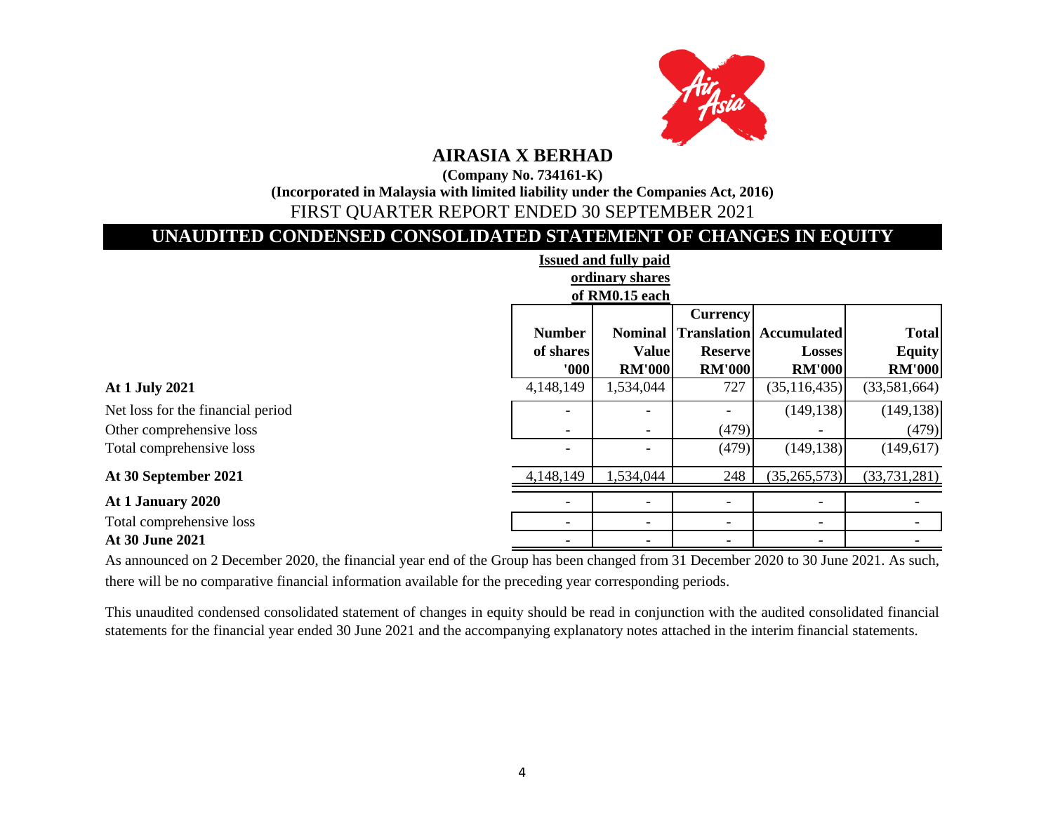# AIRASIA X BERHAD

**(Company No. 734161-K)**

**(Incorporated in Malaysia with limited liability under the Companies Act, 2016)**

FIRST QUARTER REPORT ENDED 30 SEPTEMBER 2021

## UNAUDITED CONDENSED CONSOLIDATED STATEMENT OF CHANGES IN EQUITY

| | Issued and fully paid ordinary shares of RM0.15 each | | | | |
|---|---|---|---|---|---|
| | Number of shares '000 | Nominal Value RM'000 | Currency Translation Reserve RM'000 | Accumulated Losses RM'000 | Total Equity RM'000 |
| **At 1 July 2021** | 4,148,149 | 1,534,044 | 727 | (35,116,435) | (33,581,664) |
| Net loss for the financial period | - | - | - | (149,138) | (149,138) |
| Other comprehensive loss | - | - | (479) | - | (479) |
| Total comprehensive loss | - | - | (479) | (149,138) | (149,617) |
| **At 30 September 2021** | 4,148,149 | 1,534,044 | 248 | (35,265,573) | (33,731,281) |
| **At 1 January 2020** | - | - | - | - | - |
| Total comprehensive loss | - | - | - | - | - |
| **At 30 June 2021** | - | - | - | - | - |

As announced on 2 December 2020, the financial year end of the Group has been changed from 31 December 2020 to 30 June 2021. As such, there will be no comparative financial information available for the preceding year corresponding periods.

This unaudited condensed consolidated statement of changes in equity should be read in conjunction with the audited consolidated financial statements for the financial year ended 30 June 2021 and the accompanying explanatory notes attached in the interim financial statements.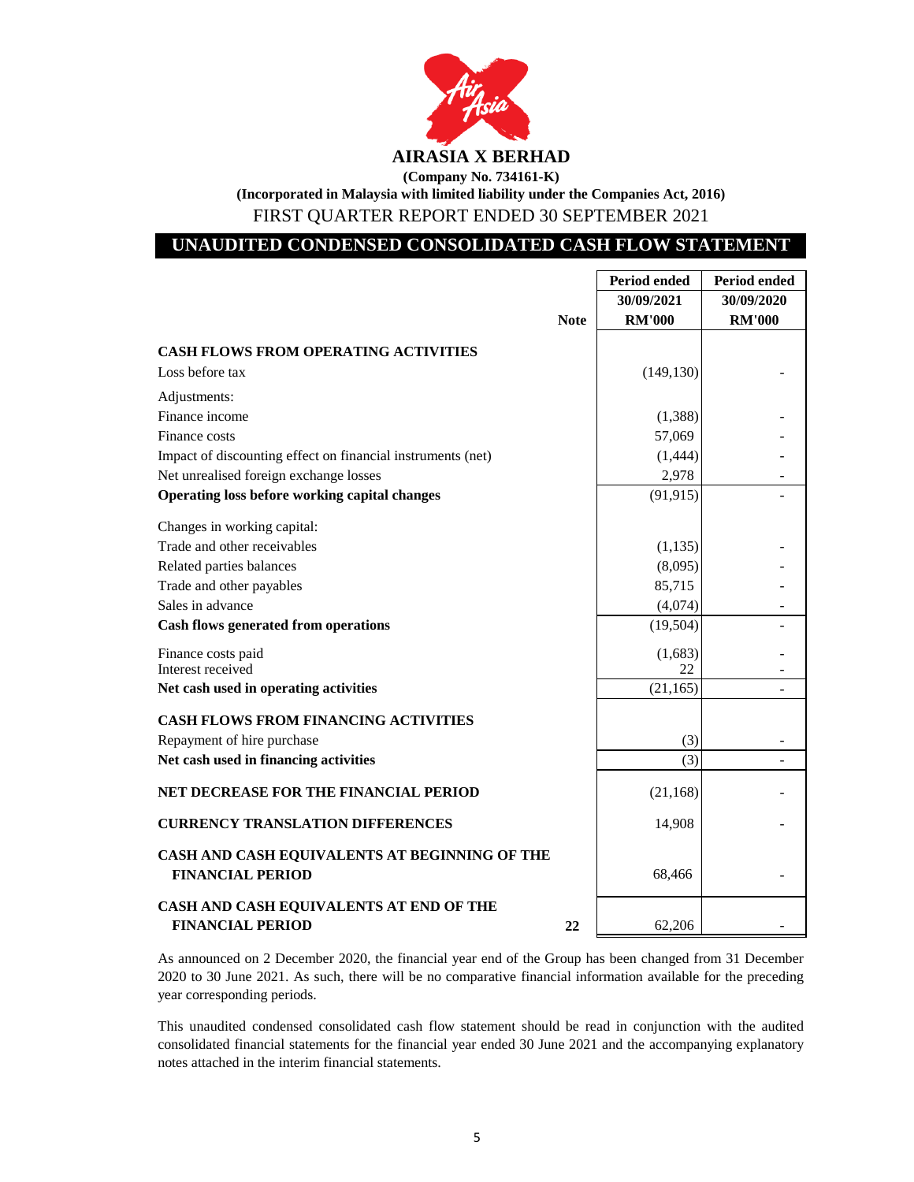**AIRASIA X BERHAD**

**(Company No. 734161-K)**

**(Incorporated in Malaysia with limited liability under the Companies Act, 2016)**

FIRST QUARTER REPORT ENDED 30 SEPTEMBER 2021

## UNAUDITED CONDENSED CONSOLIDATED CASH FLOW STATEMENT

| | Note | Period ended 30/09/2021 RM'000 | Period ended 30/09/2020 RM'000 |
|---|---|---|---|
| **CASH FLOWS FROM OPERATING ACTIVITIES** | | | |
| Loss before tax | | (149,130) | - |
| Adjustments: | | | |
| Finance income | | (1,388) | - |
| Finance costs | | 57,069 | - |
| Impact of discounting effect on financial instruments (net) | | (1,444) | - |
| Net unrealised foreign exchange losses | | 2,978 | - |
| **Operating loss before working capital changes** | | (91,915) | - |
| Changes in working capital: | | | |
| Trade and other receivables | | (1,135) | - |
| Related parties balances | | (8,095) | - |
| Trade and other payables | | 85,715 | - |
| Sales in advance | | (4,074) | - |
| **Cash flows generated from operations** | | (19,504) | - |
| Finance costs paid | | (1,683) | - |
| Interest received | | 22 | - |
| **Net cash used in operating activities** | | (21,165) | - |
| **CASH FLOWS FROM FINANCING ACTIVITIES** | | | |
| Repayment of hire purchase | | (3) | - |
| **Net cash used in financing activities** | | (3) | - |
| **NET DECREASE FOR THE FINANCIAL PERIOD** | | (21,168) | - |
| **CURRENCY TRANSLATION DIFFERENCES** | | 14,908 | - |
| **CASH AND CASH EQUIVALENTS AT BEGINNING OF THE FINANCIAL PERIOD** | | 68,466 | - |
| **CASH AND CASH EQUIVALENTS AT END OF THE FINANCIAL PERIOD** | 22 | 62,206 | - |

As announced on 2 December 2020, the financial year end of the Group has been changed from 31 December 2020 to 30 June 2021. As such, there will be no comparative financial information available for the preceding year corresponding periods.

This unaudited condensed consolidated cash flow statement should be read in conjunction with the audited consolidated financial statements for the financial year ended 30 June 2021 and the accompanying explanatory notes attached in the interim financial statements.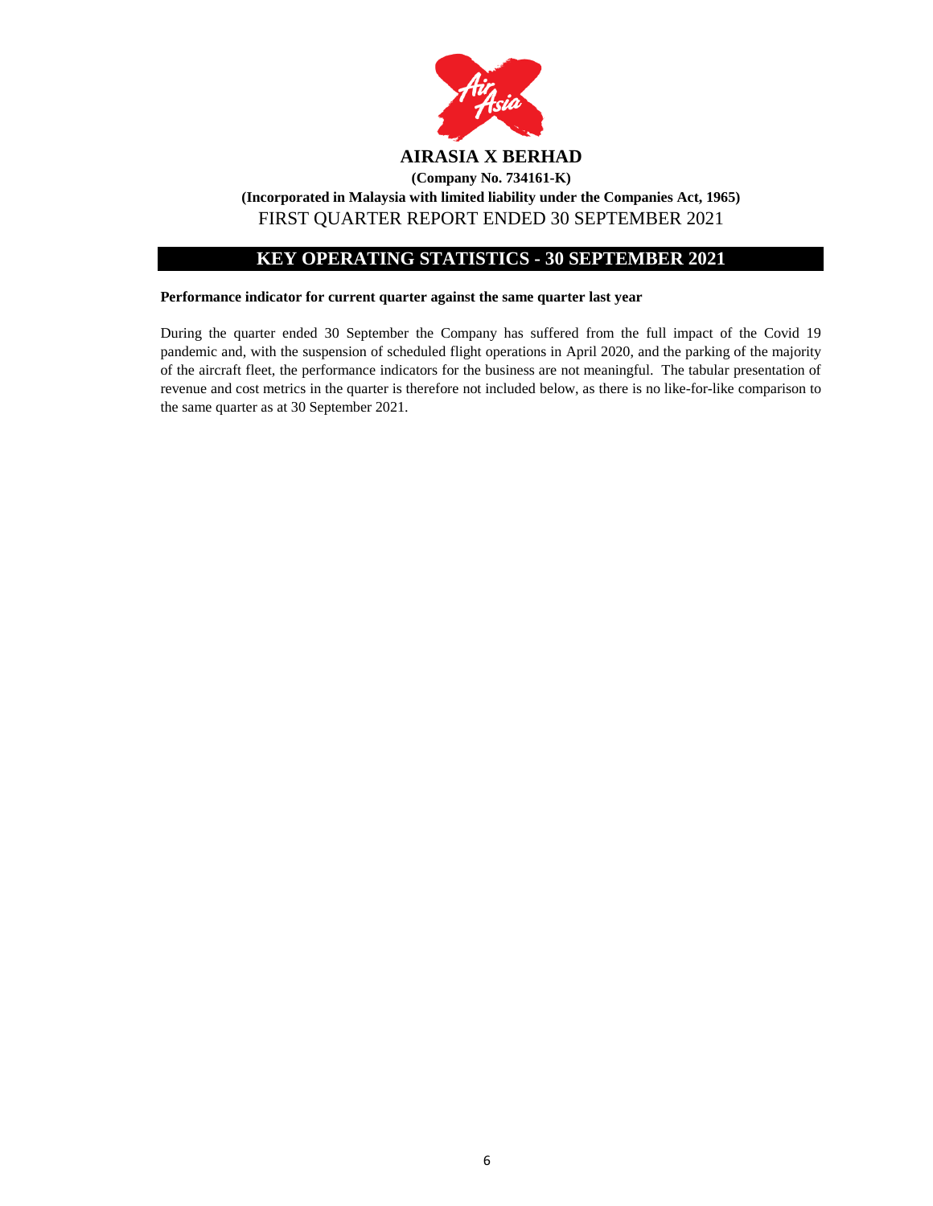# AIRASIA X BERHAD

**(Company No. 734161-K)**

**(Incorporated in Malaysia with limited liability under the Companies Act, 1965)**

FIRST QUARTER REPORT ENDED 30 SEPTEMBER 2021

## KEY OPERATING STATISTICS - 30 SEPTEMBER 2021

**Performance indicator for current quarter against the same quarter last year**

During the quarter ended 30 September the Company has suffered from the full impact of the Covid 19 pandemic and, with the suspension of scheduled flight operations in April 2020, and the parking of the majority of the aircraft fleet, the performance indicators for the business are not meaningful. The tabular presentation of revenue and cost metrics in the quarter is therefore not included below, as there is no like-for-like comparison to the same quarter as at 30 September 2021.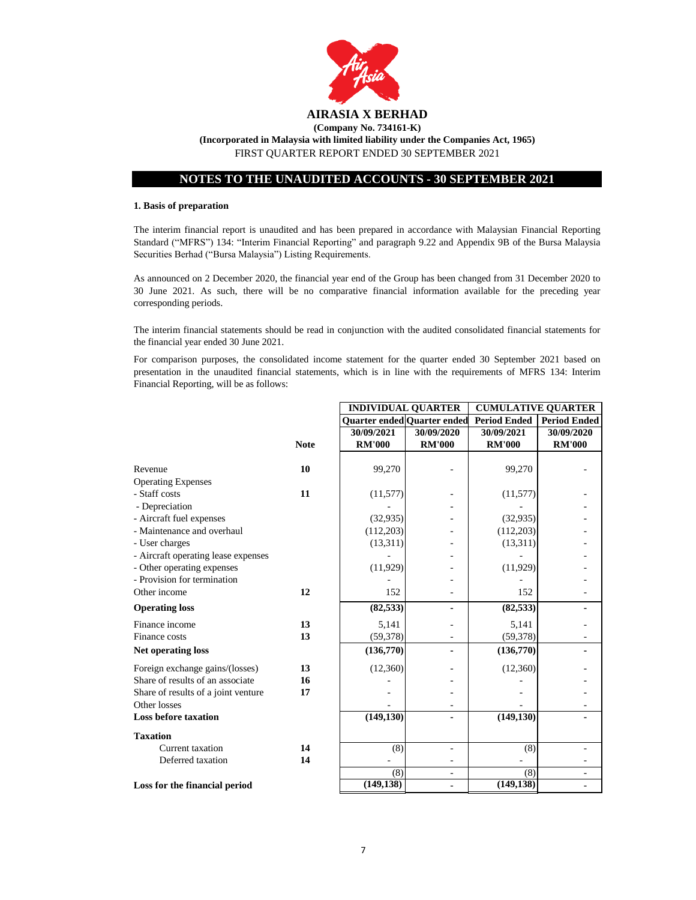**AIRASIA X BERHAD**

**(Company No. 734161-K)**

**(Incorporated in Malaysia with limited liability under the Companies Act, 1965)**

FIRST QUARTER REPORT ENDED 30 SEPTEMBER 2021

## NOTES TO THE UNAUDITED ACCOUNTS - 30 SEPTEMBER 2021

### 1. Basis of preparation

The interim financial report is unaudited and has been prepared in accordance with Malaysian Financial Reporting Standard ("MFRS") 134: "Interim Financial Reporting" and paragraph 9.22 and Appendix 9B of the Bursa Malaysia Securities Berhad ("Bursa Malaysia") Listing Requirements.

As announced on 2 December 2020, the financial year end of the Group has been changed from 31 December 2020 to 30 June 2021. As such, there will be no comparative financial information available for the preceding year corresponding periods.

The interim financial statements should be read in conjunction with the audited consolidated financial statements for the financial year ended 30 June 2021.

For comparison purposes, the consolidated income statement for the quarter ended 30 September 2021 based on presentation in the unaudited financial statements, which is in line with the requirements of MFRS 134: Interim Financial Reporting, will be as follows:

| | Note | INDIVIDUAL QUARTER | | CUMULATIVE QUARTER | |
|---|---|---|---|---|---|
| | | Quarter ended | Quarter ended | Period Ended | Period Ended |
| | | 30/09/2021 | 30/09/2020 | 30/09/2021 | 30/09/2020 |
| | | RM'000 | RM'000 | RM'000 | RM'000 |
| Revenue | 10 | 99,270 | - | 99,270 | - |
| Operating Expenses | | | | | |
| - Staff costs | 11 | (11,577) | - | (11,577) | - |
| - Depreciation | | - | - | - | - |
| - Aircraft fuel expenses | | (32,935) | - | (32,935) | - |
| - Maintenance and overhaul | | (112,203) | - | (112,203) | - |
| - User charges | | (13,311) | - | (13,311) | - |
| - Aircraft operating lease expenses | | - | - | - | - |
| - Other operating expenses | | (11,929) | - | (11,929) | - |
| - Provision for termination | | - | - | - | - |
| Other income | 12 | 152 | - | 152 | - |
| **Operating loss** | | **(82,533)** | **-** | **(82,533)** | **-** |
| Finance income | 13 | 5,141 | - | 5,141 | - |
| Finance costs | 13 | (59,378) | - | (59,378) | - |
| **Net operating loss** | | **(136,770)** | **-** | **(136,770)** | **-** |
| Foreign exchange gains/(losses) | 13 | (12,360) | - | (12,360) | - |
| Share of results of an associate | 16 | - | - | - | - |
| Share of results of a joint venture | 17 | - | - | - | - |
| Other losses | | - | - | - | - |
| **Loss before taxation** | | **(149,130)** | **-** | **(149,130)** | **-** |
| **Taxation** | | | | | |
| Current taxation | 14 | (8) | - | (8) | - |
| Deferred taxation | 14 | - | - | - | - |
| | | (8) | - | (8) | - |
| **Loss for the financial period** | | **(149,138)** | **-** | **(149,138)** | **-** |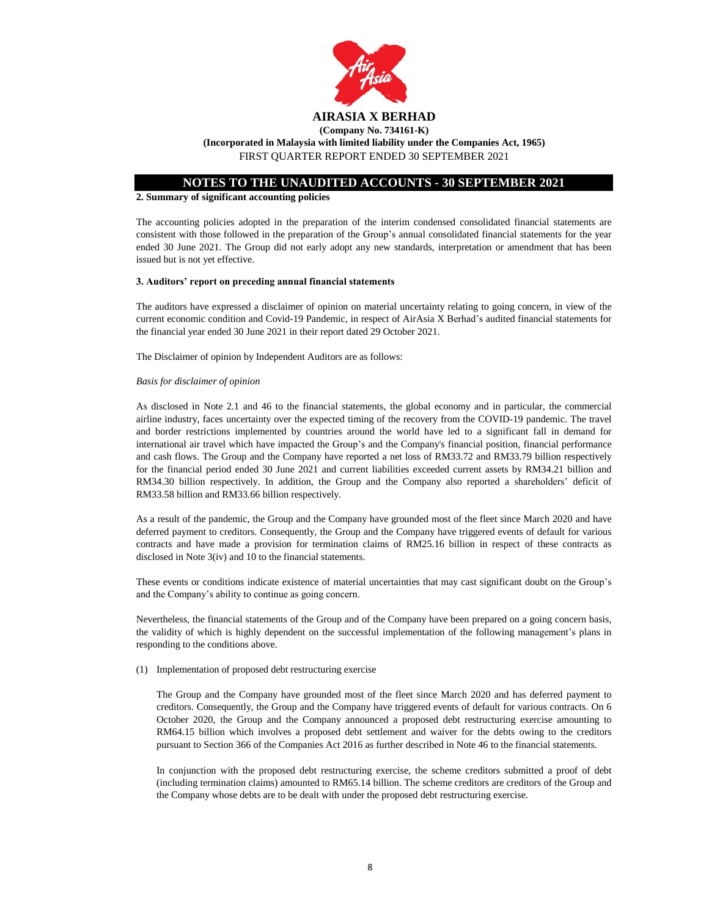## NOTES TO THE UNAUDITED ACCOUNTS - 30 SEPTEMBER 2021

**2. Summary of significant accounting policies**

The accounting policies adopted in the preparation of the interim condensed consolidated financial statements are consistent with those followed in the preparation of the Group's annual consolidated financial statements for the year ended 30 June 2021. The Group did not early adopt any new standards, interpretation or amendment that has been issued but is not yet effective.

**3. Auditors' report on preceding annual financial statements**

The auditors have expressed a disclaimer of opinion on material uncertainty relating to going concern, in view of the current economic condition and Covid-19 Pandemic, in respect of AirAsia X Berhad's audited financial statements for the financial year ended 30 June 2021 in their report dated 29 October 2021.

The Disclaimer of opinion by Independent Auditors are as follows:

*Basis for disclaimer of opinion*

As disclosed in Note 2.1 and 46 to the financial statements, the global economy and in particular, the commercial airline industry, faces uncertainty over the expected timing of the recovery from the COVID-19 pandemic. The travel and border restrictions implemented by countries around the world have led to a significant fall in demand for international air travel which have impacted the Group's and the Company's financial position, financial performance and cash flows. The Group and the Company have reported a net loss of RM33.72 and RM33.79 billion respectively for the financial period ended 30 June 2021 and current liabilities exceeded current assets by RM34.21 billion and RM34.30 billion respectively. In addition, the Group and the Company also reported a shareholders' deficit of RM33.58 billion and RM33.66 billion respectively.

As a result of the pandemic, the Group and the Company have grounded most of the fleet since March 2020 and have deferred payment to creditors. Consequently, the Group and the Company have triggered events of default for various contracts and have made a provision for termination claims of RM25.16 billion in respect of these contracts as disclosed in Note 3(iv) and 10 to the financial statements.

These events or conditions indicate existence of material uncertainties that may cast significant doubt on the Group's and the Company's ability to continue as going concern.

Nevertheless, the financial statements of the Group and of the Company have been prepared on a going concern basis, the validity of which is highly dependent on the successful implementation of the following management's plans in responding to the conditions above.

(1) Implementation of proposed debt restructuring exercise

The Group and the Company have grounded most of the fleet since March 2020 and has deferred payment to creditors. Consequently, the Group and the Company have triggered events of default for various contracts. On 6 October 2020, the Group and the Company announced a proposed debt restructuring exercise amounting to RM64.15 billion which involves a proposed debt settlement and waiver for the debts owing to the creditors pursuant to Section 366 of the Companies Act 2016 as further described in Note 46 to the financial statements.

In conjunction with the proposed debt restructuring exercise, the scheme creditors submitted a proof of debt (including termination claims) amounted to RM65.14 billion. The scheme creditors are creditors of the Group and the Company whose debts are to be dealt with under the proposed debt restructuring exercise.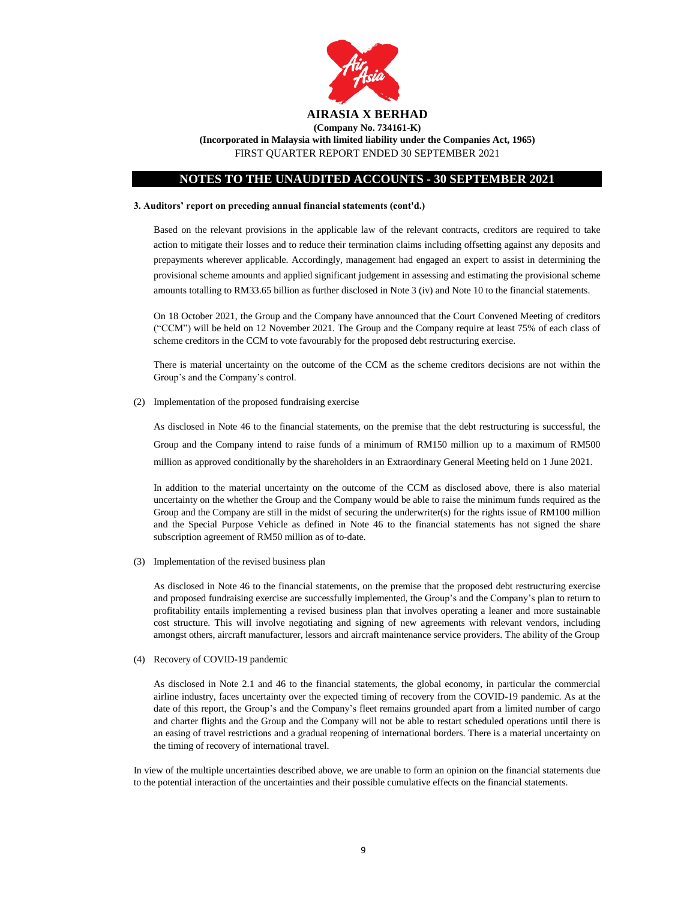**3. Auditors' report on preceding annual financial statements (cont'd.)**

Based on the relevant provisions in the applicable law of the relevant contracts, creditors are required to take action to mitigate their losses and to reduce their termination claims including offsetting against any deposits and prepayments wherever applicable. Accordingly, management had engaged an expert to assist in determining the provisional scheme amounts and applied significant judgement in assessing and estimating the provisional scheme amounts totalling to RM33.65 billion as further disclosed in Note 3 (iv) and Note 10 to the financial statements.

On 18 October 2021, the Group and the Company have announced that the Court Convened Meeting of creditors ("CCM") will be held on 12 November 2021. The Group and the Company require at least 75% of each class of scheme creditors in the CCM to vote favourably for the proposed debt restructuring exercise.

There is material uncertainty on the outcome of the CCM as the scheme creditors decisions are not within the Group's and the Company's control.

(2) Implementation of the proposed fundraising exercise

As disclosed in Note 46 to the financial statements, on the premise that the debt restructuring is successful, the Group and the Company intend to raise funds of a minimum of RM150 million up to a maximum of RM500 million as approved conditionally by the shareholders in an Extraordinary General Meeting held on 1 June 2021.

In addition to the material uncertainty on the outcome of the CCM as disclosed above, there is also material uncertainty on the whether the Group and the Company would be able to raise the minimum funds required as the Group and the Company are still in the midst of securing the underwriter(s) for the rights issue of RM100 million and the Special Purpose Vehicle as defined in Note 46 to the financial statements has not signed the share subscription agreement of RM50 million as of to-date.

(3) Implementation of the revised business plan

As disclosed in Note 46 to the financial statements, on the premise that the proposed debt restructuring exercise and proposed fundraising exercise are successfully implemented, the Group's and the Company's plan to return to profitability entails implementing a revised business plan that involves operating a leaner and more sustainable cost structure. This will involve negotiating and signing of new agreements with relevant vendors, including amongst others, aircraft manufacturer, lessors and aircraft maintenance service providers. The ability of the Group

(4) Recovery of COVID-19 pandemic

As disclosed in Note 2.1 and 46 to the financial statements, the global economy, in particular the commercial airline industry, faces uncertainty over the expected timing of recovery from the COVID-19 pandemic. As at the date of this report, the Group's and the Company's fleet remains grounded apart from a limited number of cargo and charter flights and the Group and the Company will not be able to restart scheduled operations until there is an easing of travel restrictions and a gradual reopening of international borders. There is a material uncertainty on the timing of recovery of international travel.

In view of the multiple uncertainties described above, we are unable to form an opinion on the financial statements due to the potential interaction of the uncertainties and their possible cumulative effects on the financial statements.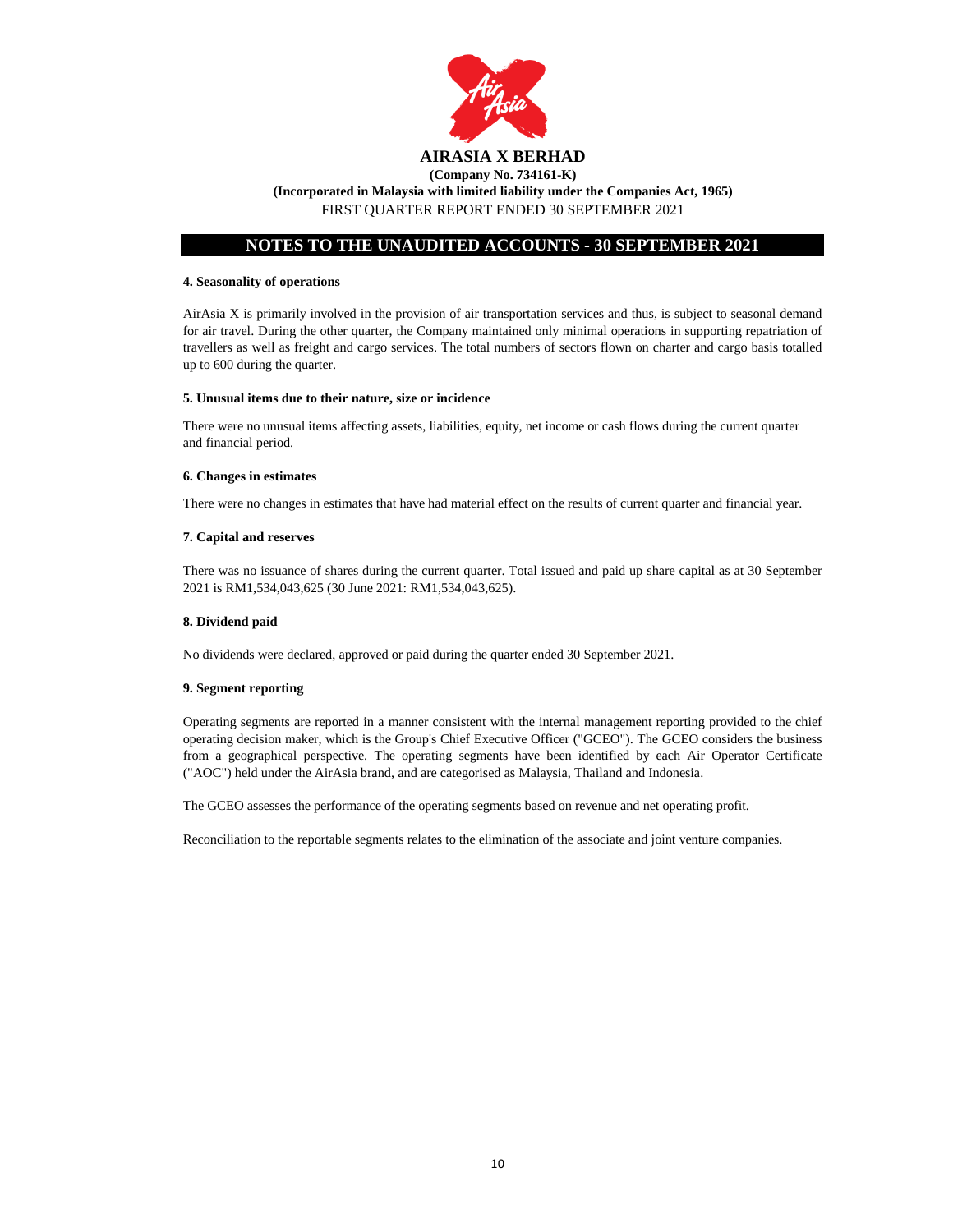# AIRASIA X BERHAD

**(Company No. 734161-K)**

**(Incorporated in Malaysia with limited liability under the Companies Act, 1965)**

FIRST QUARTER REPORT ENDED 30 SEPTEMBER 2021

## NOTES TO THE UNAUDITED ACCOUNTS - 30 SEPTEMBER 2021

### 4. Seasonality of operations

AirAsia X is primarily involved in the provision of air transportation services and thus, is subject to seasonal demand for air travel. During the other quarter, the Company maintained only minimal operations in supporting repatriation of travellers as well as freight and cargo services. The total numbers of sectors flown on charter and cargo basis totalled up to 600 during the quarter.

### 5. Unusual items due to their nature, size or incidence

There were no unusual items affecting assets, liabilities, equity, net income or cash flows during the current quarter and financial period.

### 6. Changes in estimates

There were no changes in estimates that have had material effect on the results of current quarter and financial year.

### 7. Capital and reserves

There was no issuance of shares during the current quarter. Total issued and paid up share capital as at 30 September 2021 is RM1,534,043,625 (30 June 2021: RM1,534,043,625).

### 8. Dividend paid

No dividends were declared, approved or paid during the quarter ended 30 September 2021.

### 9. Segment reporting

Operating segments are reported in a manner consistent with the internal management reporting provided to the chief operating decision maker, which is the Group's Chief Executive Officer ("GCEO"). The GCEO considers the business from a geographical perspective. The operating segments have been identified by each Air Operator Certificate ("AOC") held under the AirAsia brand, and are categorised as Malaysia, Thailand and Indonesia.

The GCEO assesses the performance of the operating segments based on revenue and net operating profit.

Reconciliation to the reportable segments relates to the elimination of the associate and joint venture companies.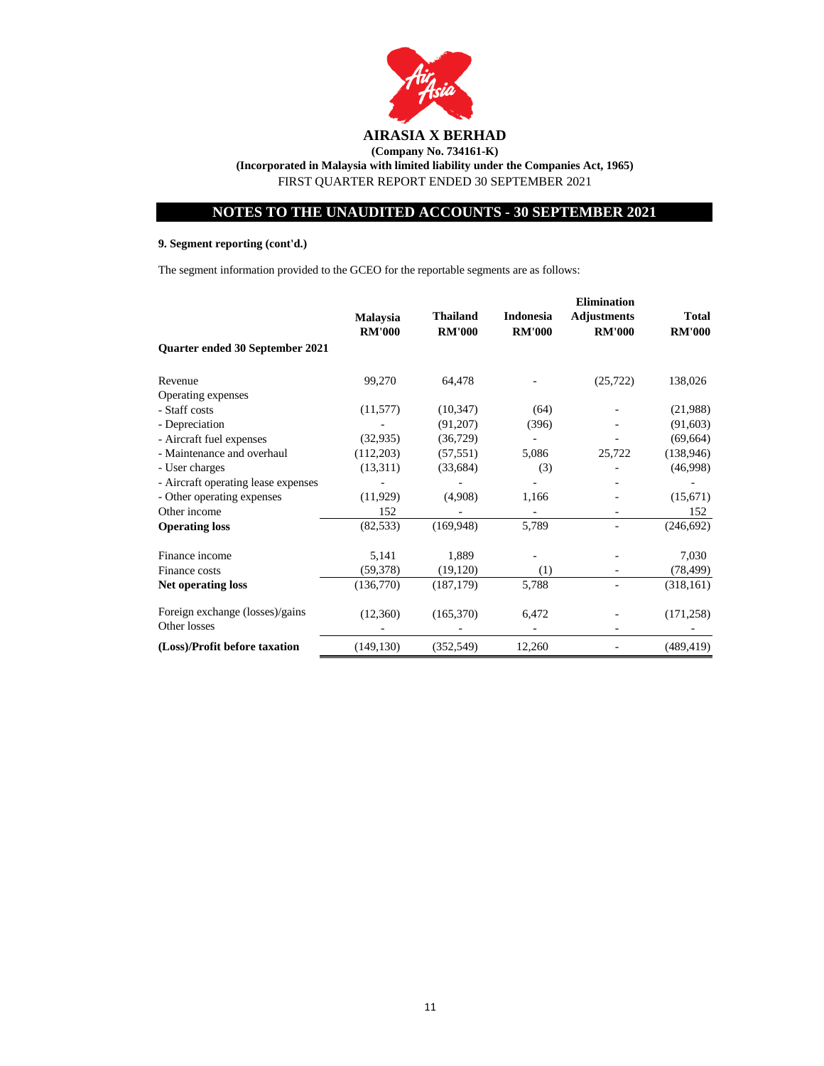# AIRASIA X BERHAD

**(Company No. 734161-K)**

**(Incorporated in Malaysia with limited liability under the Companies Act, 1965)**

FIRST QUARTER REPORT ENDED 30 SEPTEMBER 2021

## NOTES TO THE UNAUDITED ACCOUNTS - 30 SEPTEMBER 2021

**9. Segment reporting (cont'd.)**

The segment information provided to the GCEO for the reportable segments are as follows:

| | Malaysia RM'000 | Thailand RM'000 | Indonesia RM'000 | Elimination Adjustments RM'000 | Total RM'000 |
|---|---|---|---|---|---|
| **Quarter ended 30 September 2021** | | | | | |
| Revenue | 99,270 | 64,478 | - | (25,722) | 138,026 |
| Operating expenses | | | | | |
| - Staff costs | (11,577) | (10,347) | (64) | - | (21,988) |
| - Depreciation | - | (91,207) | (396) | - | (91,603) |
| - Aircraft fuel expenses | (32,935) | (36,729) | - | - | (69,664) |
| - Maintenance and overhaul | (112,203) | (57,551) | 5,086 | 25,722 | (138,946) |
| - User charges | (13,311) | (33,684) | (3) | - | (46,998) |
| - Aircraft operating lease expenses | - | - | - | - | - |
| - Other operating expenses | (11,929) | (4,908) | 1,166 | - | (15,671) |
| Other income | 152 | - | - | - | 152 |
| **Operating loss** | (82,533) | (169,948) | 5,789 | - | (246,692) |
| Finance income | 5,141 | 1,889 | - | - | 7,030 |
| Finance costs | (59,378) | (19,120) | (1) | - | (78,499) |
| **Net operating loss** | (136,770) | (187,179) | 5,788 | - | (318,161) |
| Foreign exchange (losses)/gains | (12,360) | (165,370) | 6,472 | - | (171,258) |
| Other losses | - | - | - | - | - |
| **(Loss)/Profit before taxation** | (149,130) | (352,549) | 12,260 | - | (489,419) |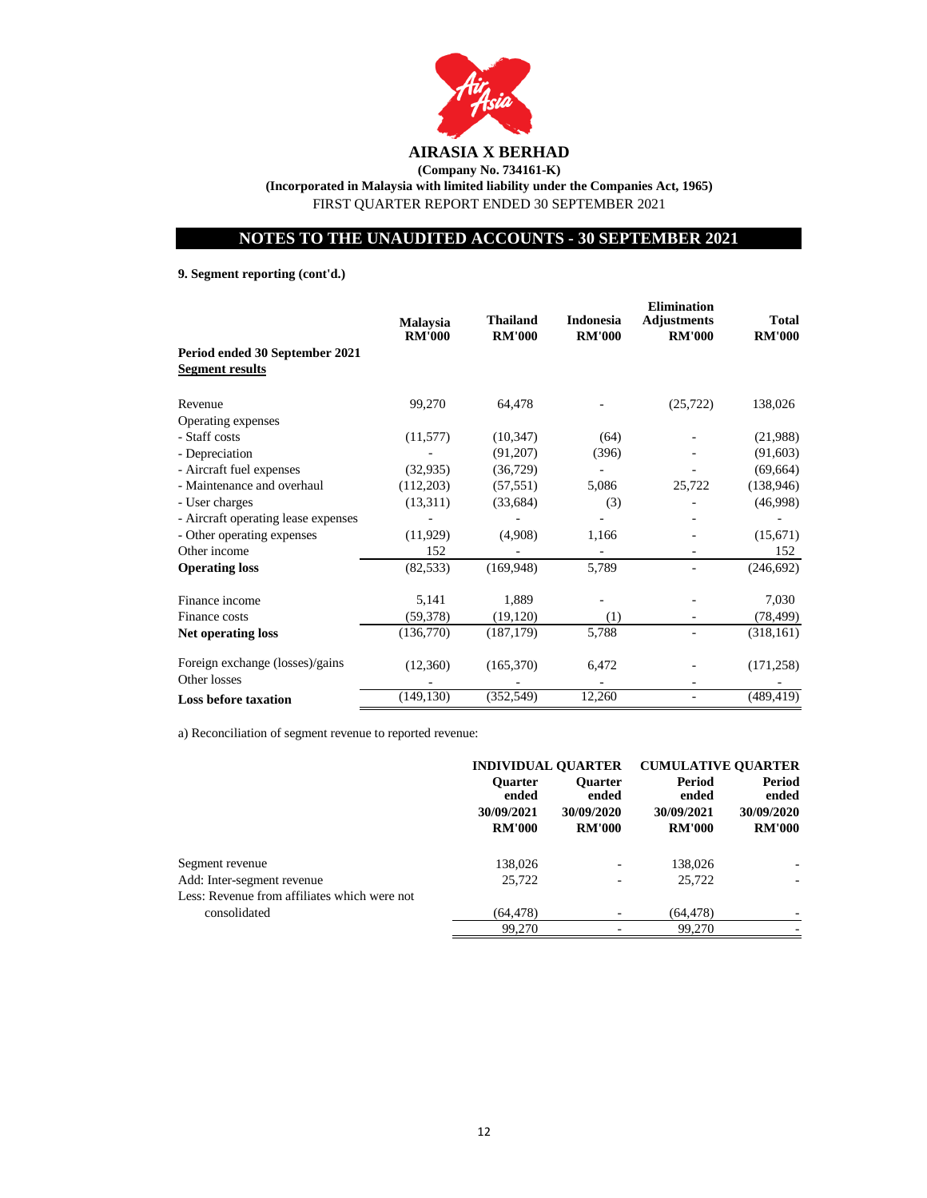**AIRASIA X BERHAD**

**(Company No. 734161-K)**

**(Incorporated in Malaysia with limited liability under the Companies Act, 1965)**

FIRST QUARTER REPORT ENDED 30 SEPTEMBER 2021

## NOTES TO THE UNAUDITED ACCOUNTS - 30 SEPTEMBER 2021

**9. Segment reporting (cont'd.)**

| | Malaysia RM'000 | Thailand RM'000 | Indonesia RM'000 | Elimination Adjustments RM'000 | Total RM'000 |
|---|---|---|---|---|---|
| **Period ended 30 September 2021** | | | | | |
| **Segment results** | | | | | |
| Revenue | 99,270 | 64,478 | - | (25,722) | 138,026 |
| Operating expenses | | | | | |
| - Staff costs | (11,577) | (10,347) | (64) | - | (21,988) |
| - Depreciation | - | (91,207) | (396) | - | (91,603) |
| - Aircraft fuel expenses | (32,935) | (36,729) | - | - | (69,664) |
| - Maintenance and overhaul | (112,203) | (57,551) | 5,086 | 25,722 | (138,946) |
| - User charges | (13,311) | (33,684) | (3) | - | (46,998) |
| - Aircraft operating lease expenses | - | - | - | - | - |
| - Other operating expenses | (11,929) | (4,908) | 1,166 | - | (15,671) |
| Other income | 152 | - | - | - | 152 |
| **Operating loss** | (82,533) | (169,948) | 5,789 | - | (246,692) |
| Finance income | 5,141 | 1,889 | - | - | 7,030 |
| Finance costs | (59,378) | (19,120) | (1) | - | (78,499) |
| **Net operating loss** | (136,770) | (187,179) | 5,788 | - | (318,161) |
| Foreign exchange (losses)/gains | (12,360) | (165,370) | 6,472 | - | (171,258) |
| Other losses | - | - | - | - | - |
| **Loss before taxation** | (149,130) | (352,549) | 12,260 | - | (489,419) |

a) Reconciliation of segment revenue to reported revenue:

| | INDIVIDUAL QUARTER | | CUMULATIVE QUARTER | |
|---|---|---|---|---|
| | Quarter ended 30/09/2021 RM'000 | Quarter ended 30/09/2020 RM'000 | Period ended 30/09/2021 RM'000 | Period ended 30/09/2020 RM'000 |
| Segment revenue | 138,026 | - | 138,026 | - |
| Add: Inter-segment revenue | 25,722 | - | 25,722 | - |
| Less: Revenue from affiliates which were not consolidated | (64,478) | - | (64,478) | - |
| | 99,270 | - | 99,270 | - |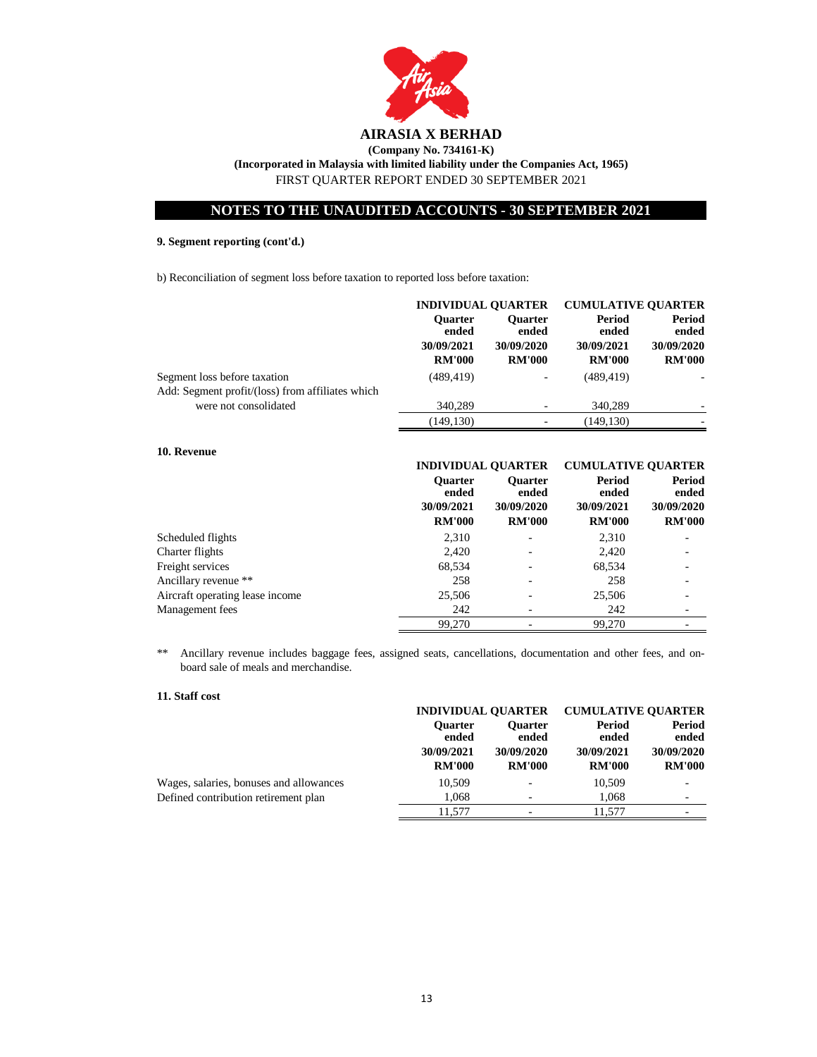**AIRASIA X BERHAD**

**(Company No. 734161-K)**

**(Incorporated in Malaysia with limited liability under the Companies Act, 1965)**

FIRST QUARTER REPORT ENDED 30 SEPTEMBER 2021

## NOTES TO THE UNAUDITED ACCOUNTS - 30 SEPTEMBER 2021

### 9. Segment reporting (cont'd.)

b) Reconciliation of segment loss before taxation to reported loss before taxation:

| | INDIVIDUAL QUARTER | | CUMULATIVE QUARTER | |
|---|---|---|---|---|
| | Quarter ended 30/09/2021 RM'000 | Quarter ended 30/09/2020 RM'000 | Period ended 30/09/2021 RM'000 | Period ended 30/09/2020 RM'000 |
| Segment loss before taxation | (489,419) | - | (489,419) | - |
| Add: Segment profit/(loss) from affiliates which were not consolidated | 340,289 | - | 340,289 | - |
| | (149,130) | - | (149,130) | - |

### 10. Revenue

| | INDIVIDUAL QUARTER | | CUMULATIVE QUARTER | |
|---|---|---|---|---|
| | Quarter ended 30/09/2021 RM'000 | Quarter ended 30/09/2020 RM'000 | Period ended 30/09/2021 RM'000 | Period ended 30/09/2020 RM'000 |
| Scheduled flights | 2,310 | - | 2,310 | - |
| Charter flights | 2,420 | - | 2,420 | - |
| Freight services | 68,534 | - | 68,534 | - |
| Ancillary revenue ** | 258 | - | 258 | - |
| Aircraft operating lease income | 25,506 | - | 25,506 | - |
| Management fees | 242 | - | 242 | - |
| | 99,270 | - | 99,270 | - |

** Ancillary revenue includes baggage fees, assigned seats, cancellations, documentation and other fees, and on-board sale of meals and merchandise.

### 11. Staff cost

| | INDIVIDUAL QUARTER | | CUMULATIVE QUARTER | |
|---|---|---|---|---|
| | Quarter ended 30/09/2021 RM'000 | Quarter ended 30/09/2020 RM'000 | Period ended 30/09/2021 RM'000 | Period ended 30/09/2020 RM'000 |
| Wages, salaries, bonuses and allowances | 10,509 | - | 10,509 | - |
| Defined contribution retirement plan | 1,068 | - | 1,068 | - |
| | 11,577 | - | 11,577 | - |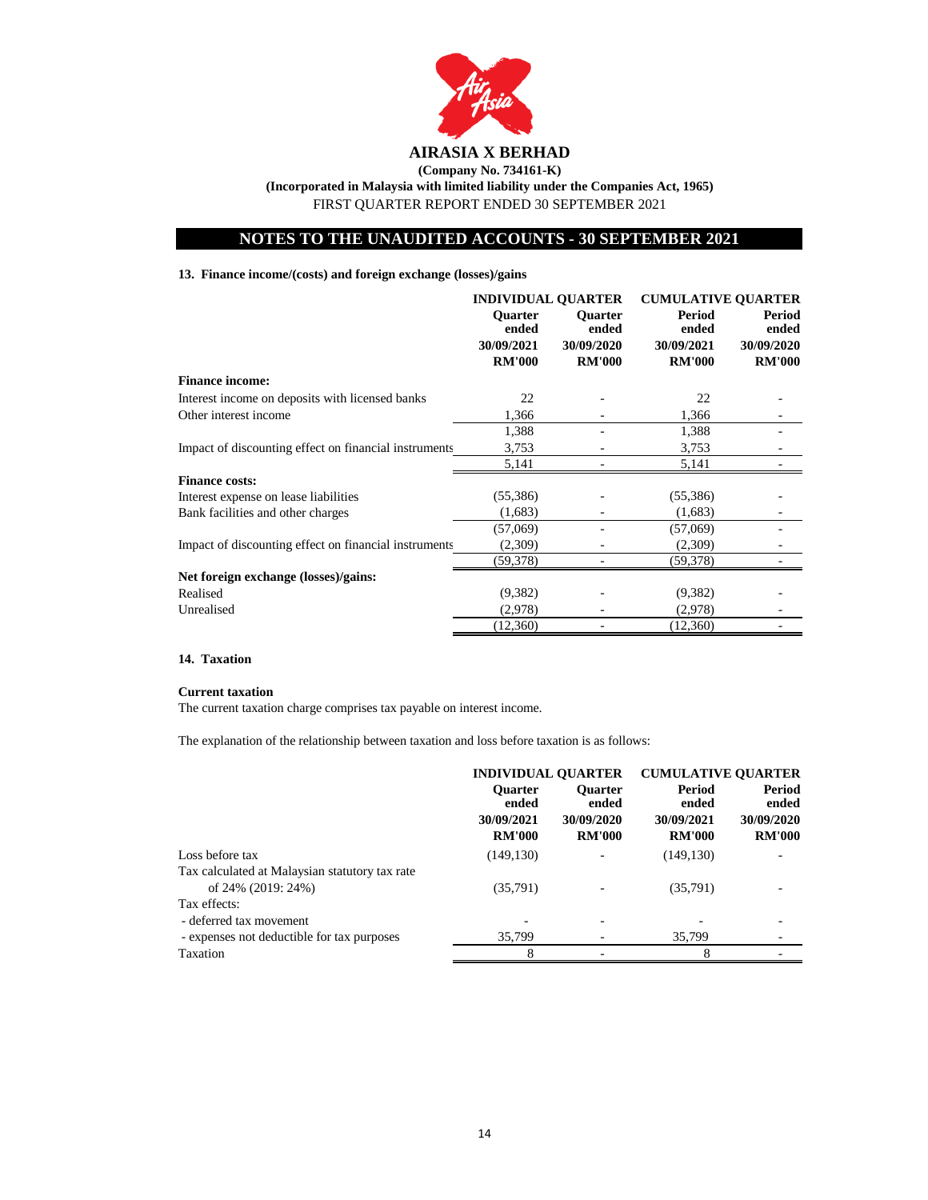**AIRASIA X BERHAD**

**(Company No. 734161-K)**

**(Incorporated in Malaysia with limited liability under the Companies Act, 1965)**

FIRST QUARTER REPORT ENDED 30 SEPTEMBER 2021

## NOTES TO THE UNAUDITED ACCOUNTS - 30 SEPTEMBER 2021

### 13. Finance income/(costs) and foreign exchange (losses)/gains

| | INDIVIDUAL QUARTER | | CUMULATIVE QUARTER | |
|---|---|---|---|---|
| | Quarter ended 30/09/2021 RM'000 | Quarter ended 30/09/2020 RM'000 | Period ended 30/09/2021 RM'000 | Period ended 30/09/2020 RM'000 |
| **Finance income:** | | | | |
| Interest income on deposits with licensed banks | 22 | - | 22 | - |
| Other interest income | 1,366 | - | 1,366 | - |
| | 1,388 | - | 1,388 | - |
| Impact of discounting effect on financial instruments | 3,753 | - | 3,753 | - |
| | 5,141 | - | 5,141 | - |
| **Finance costs:** | | | | |
| Interest expense on lease liabilities | (55,386) | - | (55,386) | - |
| Bank facilities and other charges | (1,683) | - | (1,683) | - |
| | (57,069) | - | (57,069) | - |
| Impact of discounting effect on financial instruments | (2,309) | - | (2,309) | - |
| | (59,378) | - | (59,378) | - |
| **Net foreign exchange (losses)/gains:** | | | | |
| Realised | (9,382) | - | (9,382) | - |
| Unrealised | (2,978) | - | (2,978) | - |
| | (12,360) | - | (12,360) | - |

### 14. Taxation

**Current taxation**

The current taxation charge comprises tax payable on interest income.

The explanation of the relationship between taxation and loss before taxation is as follows:

| | INDIVIDUAL QUARTER | | CUMULATIVE QUARTER | |
|---|---|---|---|---|
| | Quarter ended 30/09/2021 RM'000 | Quarter ended 30/09/2020 RM'000 | Period ended 30/09/2021 RM'000 | Period ended 30/09/2020 RM'000 |
| Loss before tax | (149,130) | - | (149,130) | - |
| Tax calculated at Malaysian statutory tax rate of 24% (2019: 24%) | (35,791) | - | (35,791) | - |
| Tax effects: | | | | |
| - deferred tax movement | - | - | - | - |
| - expenses not deductible for tax purposes | 35,799 | - | 35,799 | - |
| Taxation | 8 | - | 8 | - |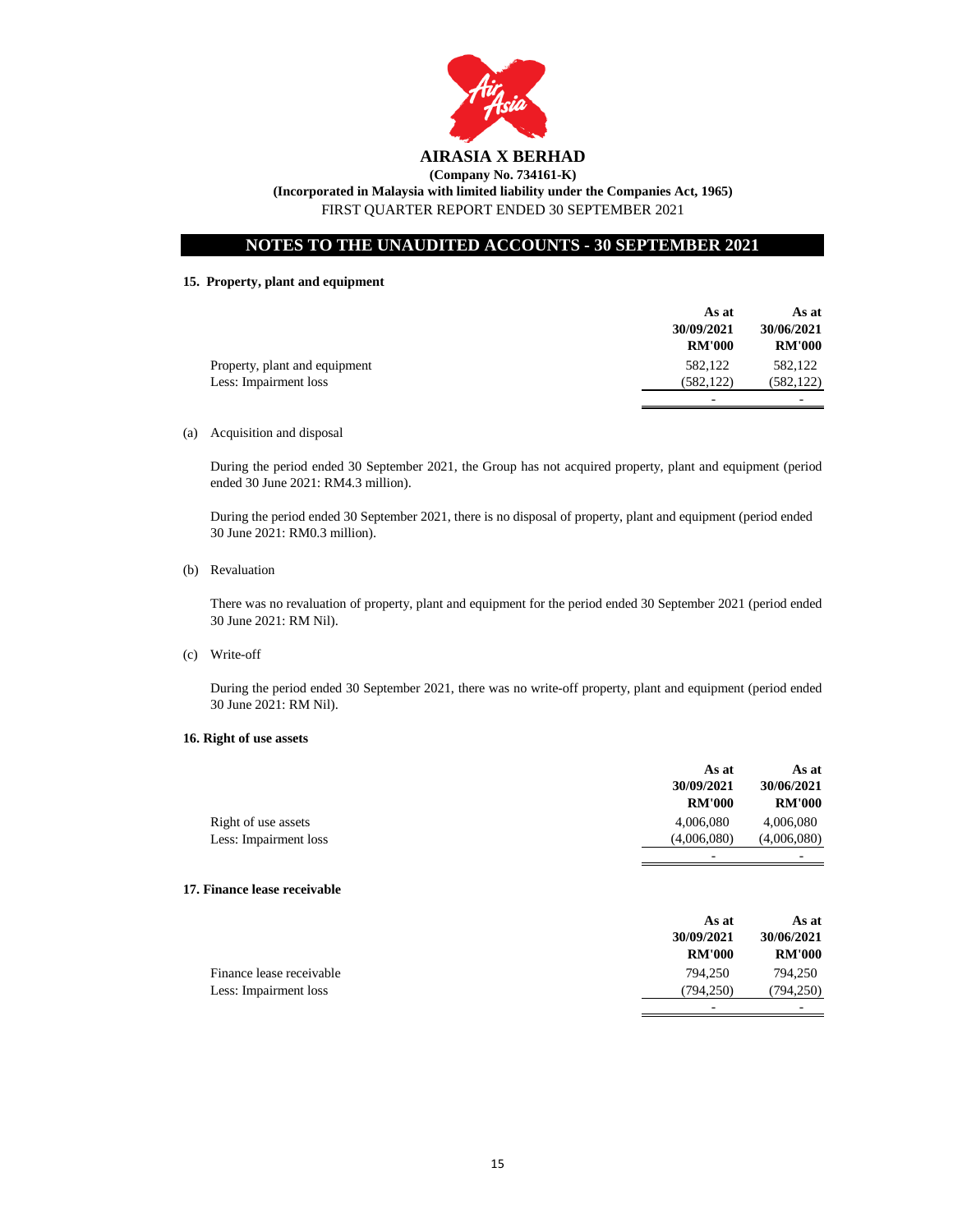# AIRASIA X BERHAD

**(Company No. 734161-K)**

**(Incorporated in Malaysia with limited liability under the Companies Act, 1965)**

FIRST QUARTER REPORT ENDED 30 SEPTEMBER 2021

## NOTES TO THE UNAUDITED ACCOUNTS - 30 SEPTEMBER 2021

### 15. Property, plant and equipment

| | As at 30/09/2021 RM'000 | As at 30/06/2021 RM'000 |
|---|---|---|
| Property, plant and equipment | 582,122 | 582,122 |
| Less: Impairment loss | (582,122) | (582,122) |
| | - | - |

(a) Acquisition and disposal

During the period ended 30 September 2021, the Group has not acquired property, plant and equipment (period ended 30 June 2021: RM4.3 million).

During the period ended 30 September 2021, there is no disposal of property, plant and equipment (period ended 30 June 2021: RM0.3 million).

(b) Revaluation

There was no revaluation of property, plant and equipment for the period ended 30 September 2021 (period ended 30 June 2021: RM Nil).

(c) Write-off

During the period ended 30 September 2021, there was no write-off property, plant and equipment (period ended 30 June 2021: RM Nil).

### 16. Right of use assets

| | As at 30/09/2021 RM'000 | As at 30/06/2021 RM'000 |
|---|---|---|
| Right of use assets | 4,006,080 | 4,006,080 |
| Less: Impairment loss | (4,006,080) | (4,006,080) |
| | - | - |

### 17. Finance lease receivable

| | As at 30/09/2021 RM'000 | As at 30/06/2021 RM'000 |
|---|---|---|
| Finance lease receivable | 794,250 | 794,250 |
| Less: Impairment loss | (794,250) | (794,250) |
| | - | - |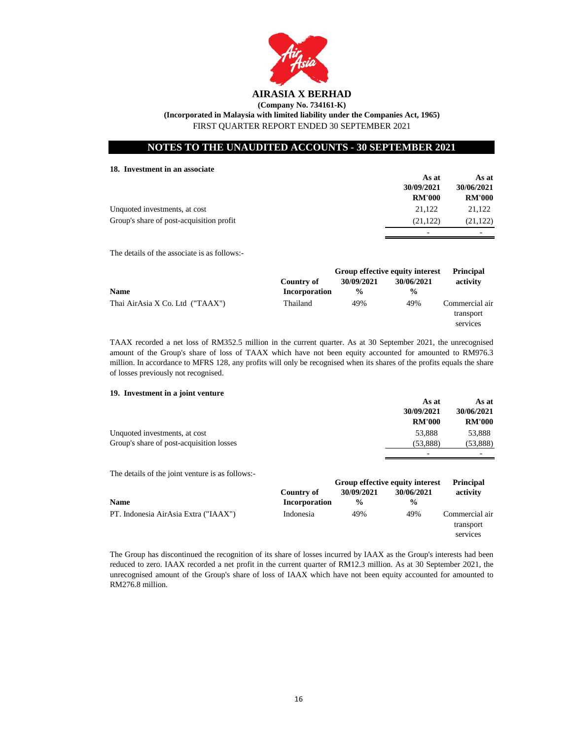# AIRASIA X BERHAD

**(Company No. 734161-K)**

**(Incorporated in Malaysia with limited liability under the Companies Act, 1965)**

FIRST QUARTER REPORT ENDED 30 SEPTEMBER 2021

## NOTES TO THE UNAUDITED ACCOUNTS - 30 SEPTEMBER 2021

### 18. Investment in an associate

| | As at 30/09/2021 RM'000 | As at 30/06/2021 RM'000 |
|---|---|---|
| Unquoted investments, at cost | 21,122 | 21,122 |
| Group's share of post-acquisition profit | (21,122) | (21,122) |
| | - | - |

The details of the associate is as follows:-

| Name | Country of Incorporation | Group effective equity interest 30/09/2021 % | Group effective equity interest 30/06/2021 % | Principal activity |
|---|---|---|---|---|
| Thai AirAsia X Co. Ltd ("TAAX") | Thailand | 49% | 49% | Commercial air transport services |

TAAX recorded a net loss of RM352.5 million in the current quarter. As at 30 September 2021, the unrecognised amount of the Group's share of loss of TAAX which have not been equity accounted for amounted to RM976.3 million. In accordance to MFRS 128, any profits will only be recognised when its shares of the profits equals the share of losses previously not recognised.

### 19. Investment in a joint venture

| | As at 30/09/2021 RM'000 | As at 30/06/2021 RM'000 |
|---|---|---|
| Unquoted investments, at cost | 53,888 | 53,888 |
| Group's share of post-acquisition losses | (53,888) | (53,888) |
| | - | - |

The details of the joint venture is as follows:-

| Name | Country of Incorporation | Group effective equity interest 30/09/2021 % | Group effective equity interest 30/06/2021 % | Principal activity |
|---|---|---|---|---|
| PT. Indonesia AirAsia Extra ("IAAX") | Indonesia | 49% | 49% | Commercial air transport services |

The Group has discontinued the recognition of its share of losses incurred by IAAX as the Group's interests had been reduced to zero. IAAX recorded a net profit in the current quarter of RM12.3 million. As at 30 September 2021, the unrecognised amount of the Group's share of loss of IAAX which have not been equity accounted for amounted to RM276.8 million.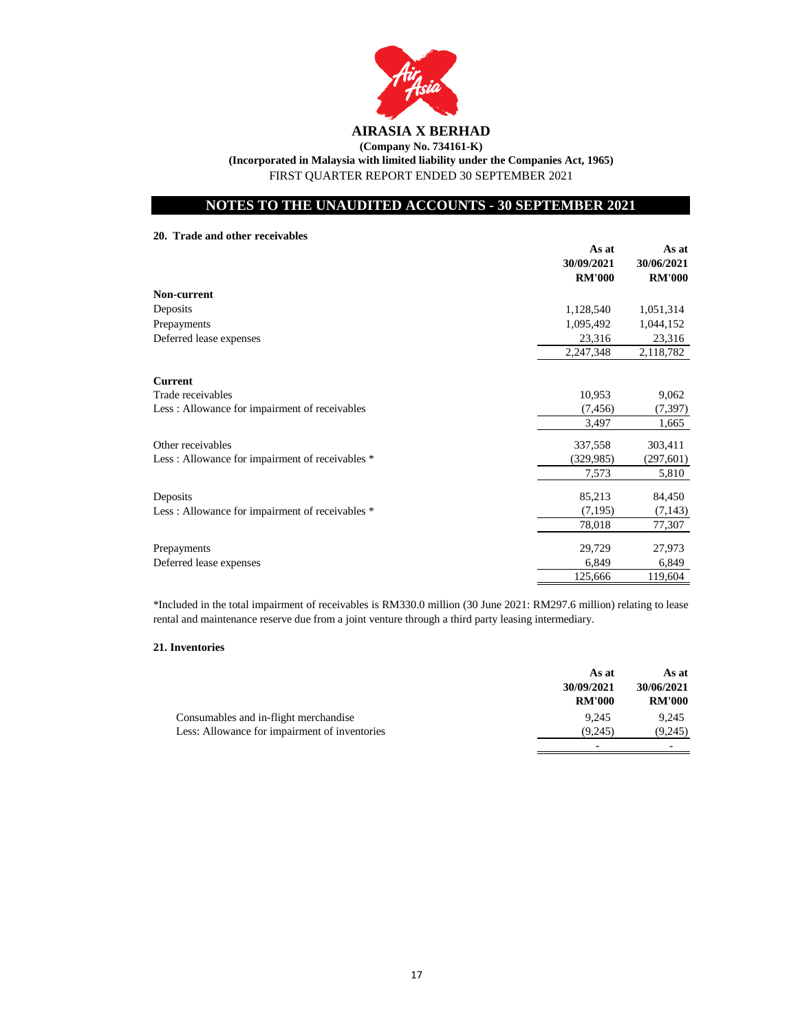**AIRASIA X BERHAD**

**(Company No. 734161-K)**

**(Incorporated in Malaysia with limited liability under the Companies Act, 1965)**

FIRST QUARTER REPORT ENDED 30 SEPTEMBER 2021

## NOTES TO THE UNAUDITED ACCOUNTS - 30 SEPTEMBER 2021

### 20. Trade and other receivables

| | As at 30/09/2021 RM'000 | As at 30/06/2021 RM'000 |
|---|---|---|
| **Non-current** | | |
| Deposits | 1,128,540 | 1,051,314 |
| Prepayments | 1,095,492 | 1,044,152 |
| Deferred lease expenses | 23,316 | 23,316 |
| | 2,247,348 | 2,118,782 |
| **Current** | | |
| Trade receivables | 10,953 | 9,062 |
| Less : Allowance for impairment of receivables | (7,456) | (7,397) |
| | 3,497 | 1,665 |
| Other receivables | 337,558 | 303,411 |
| Less : Allowance for impairment of receivables * | (329,985) | (297,601) |
| | 7,573 | 5,810 |
| Deposits | 85,213 | 84,450 |
| Less : Allowance for impairment of receivables * | (7,195) | (7,143) |
| | 78,018 | 77,307 |
| Prepayments | 29,729 | 27,973 |
| Deferred lease expenses | 6,849 | 6,849 |
| | 125,666 | 119,604 |

*Included in the total impairment of receivables is RM330.0 million (30 June 2021: RM297.6 million) relating to lease rental and maintenance reserve due from a joint venture through a third party leasing intermediary.

### 21. Inventories

| | As at 30/09/2021 RM'000 | As at 30/06/2021 RM'000 |
|---|---|---|
| Consumables and in-flight merchandise | 9,245 | 9,245 |
| Less: Allowance for impairment of inventories | (9,245) | (9,245) |
| | - | - |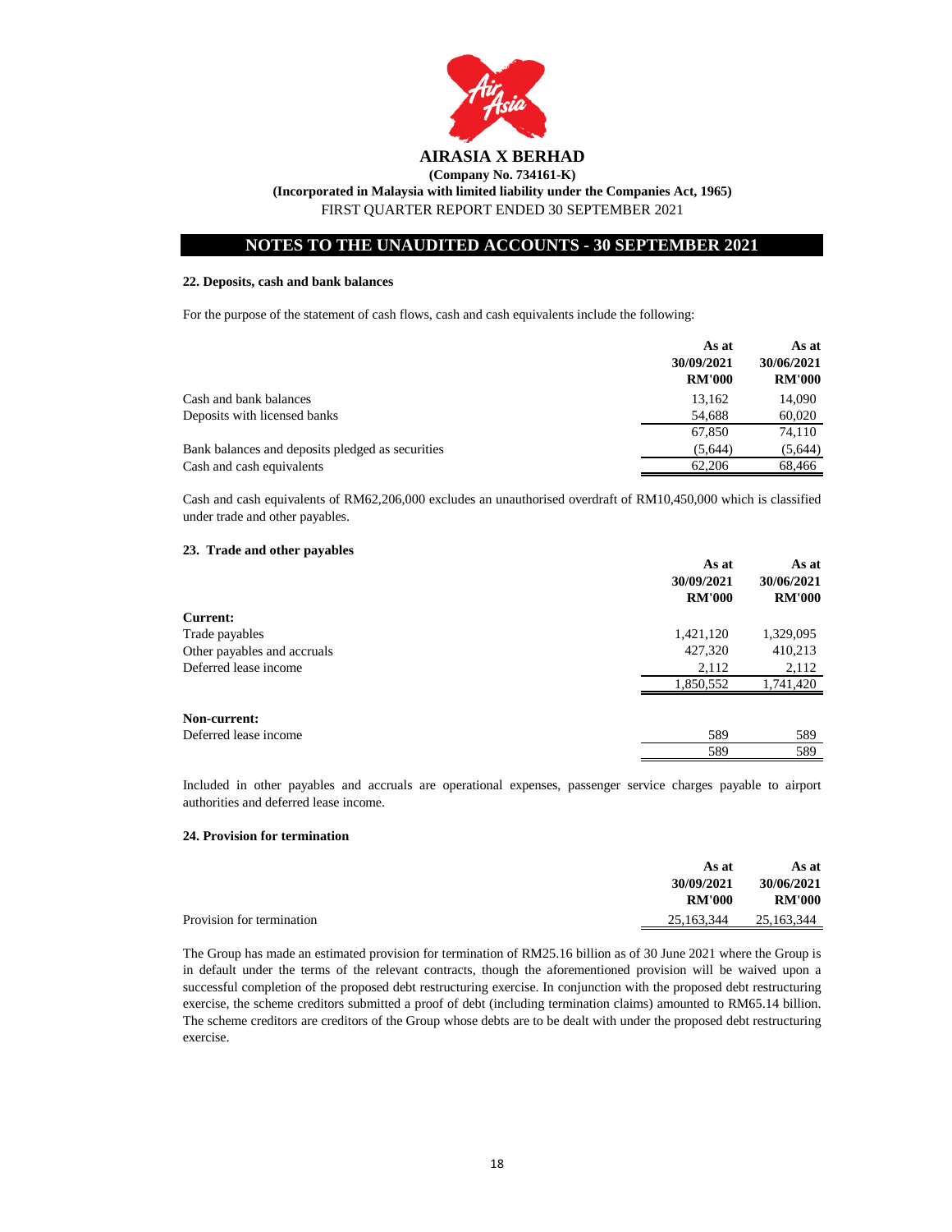# AIRASIA X BERHAD

**(Company No. 734161-K)**

**(Incorporated in Malaysia with limited liability under the Companies Act, 1965)**

FIRST QUARTER REPORT ENDED 30 SEPTEMBER 2021

## NOTES TO THE UNAUDITED ACCOUNTS - 30 SEPTEMBER 2021

### 22. Deposits, cash and bank balances

For the purpose of the statement of cash flows, cash and cash equivalents include the following:

| | As at 30/09/2021 RM'000 | As at 30/06/2021 RM'000 |
|---|---|---|
| Cash and bank balances | 13,162 | 14,090 |
| Deposits with licensed banks | 54,688 | 60,020 |
| | 67,850 | 74,110 |
| Bank balances and deposits pledged as securities | (5,644) | (5,644) |
| Cash and cash equivalents | 62,206 | 68,466 |

Cash and cash equivalents of RM62,206,000 excludes an unauthorised overdraft of RM10,450,000 which is classified under trade and other payables.

### 23. Trade and other payables

| | As at 30/09/2021 RM'000 | As at 30/06/2021 RM'000 |
|---|---|---|
| **Current:** | | |
| Trade payables | 1,421,120 | 1,329,095 |
| Other payables and accruals | 427,320 | 410,213 |
| Deferred lease income | 2,112 | 2,112 |
| | 1,850,552 | 1,741,420 |
| | | |
| **Non-current:** | | |
| Deferred lease income | 589 | 589 |
| | 589 | 589 |

Included in other payables and accruals are operational expenses, passenger service charges payable to airport authorities and deferred lease income.

### 24. Provision for termination

| | As at 30/09/2021 RM'000 | As at 30/06/2021 RM'000 |
|---|---|---|
| Provision for termination | 25,163,344 | 25,163,344 |

The Group has made an estimated provision for termination of RM25.16 billion as of 30 June 2021 where the Group is in default under the terms of the relevant contracts, though the aforementioned provision will be waived upon a successful completion of the proposed debt restructuring exercise. In conjunction with the proposed debt restructuring exercise, the scheme creditors submitted a proof of debt (including termination claims) amounted to RM65.14 billion. The scheme creditors are creditors of the Group whose debts are to be dealt with under the proposed debt restructuring exercise.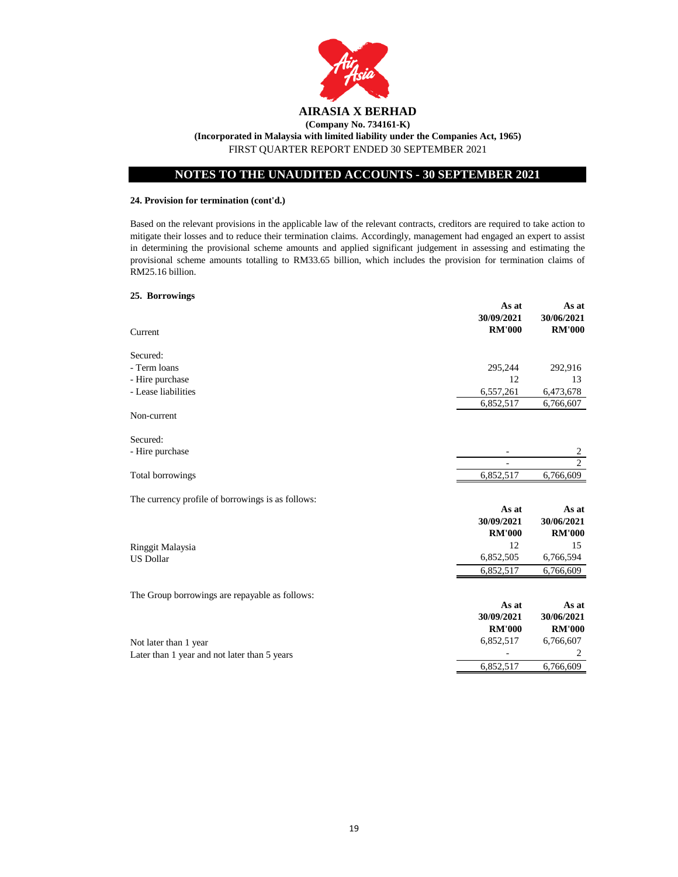**AIRASIA X BERHAD**

**(Company No. 734161-K)**

**(Incorporated in Malaysia with limited liability under the Companies Act, 1965)**

FIRST QUARTER REPORT ENDED 30 SEPTEMBER 2021

## NOTES TO THE UNAUDITED ACCOUNTS - 30 SEPTEMBER 2021

**24. Provision for termination (cont'd.)**

Based on the relevant provisions in the applicable law of the relevant contracts, creditors are required to take action to mitigate their losses and to reduce their termination claims. Accordingly, management had engaged an expert to assist in determining the provisional scheme amounts and applied significant judgement in assessing and estimating the provisional scheme amounts totalling to RM33.65 billion, which includes the provision for termination claims of RM25.16 billion.

**25. Borrowings**

| | As at 30/09/2021 RM'000 | As at 30/06/2021 RM'000 |
|---|---|---|
| Current | | |
| Secured: | | |
| - Term loans | 295,244 | 292,916 |
| - Hire purchase | 12 | 13 |
| - Lease liabilities | 6,557,261 | 6,473,678 |
| | 6,852,517 | 6,766,607 |
| Non-current | | |
| Secured: | | |
| - Hire purchase | - | 2 |
| | - | 2 |
| Total borrowings | 6,852,517 | 6,766,609 |

The currency profile of borrowings is as follows:

| | As at 30/09/2021 RM'000 | As at 30/06/2021 RM'000 |
|---|---|---|
| Ringgit Malaysia | 12 | 15 |
| US Dollar | 6,852,505 | 6,766,594 |
| | 6,852,517 | 6,766,609 |

The Group borrowings are repayable as follows:

| | As at 30/09/2021 RM'000 | As at 30/06/2021 RM'000 |
|---|---|---|
| Not later than 1 year | 6,852,517 | 6,766,607 |
| Later than 1 year and not later than 5 years | - | 2 |
| | 6,852,517 | 6,766,609 |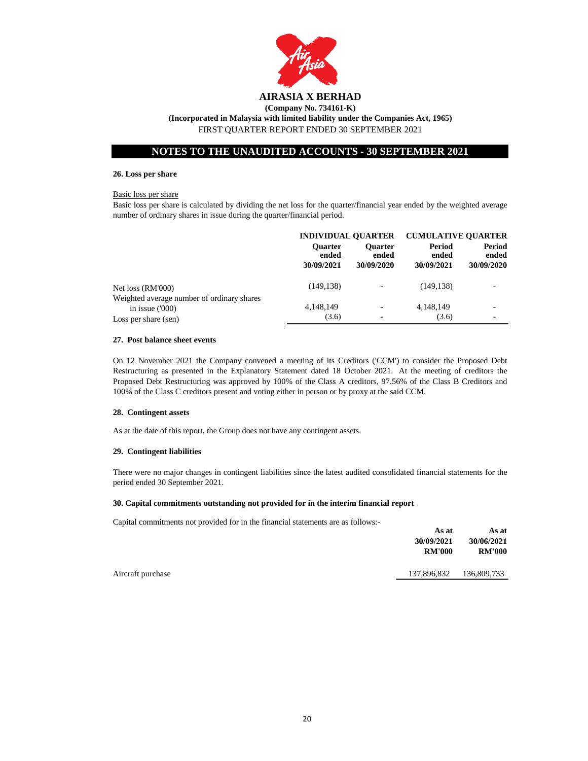# AIRASIA X BERHAD

**(Company No. 734161-K)**

**(Incorporated in Malaysia with limited liability under the Companies Act, 1965)**

FIRST QUARTER REPORT ENDED 30 SEPTEMBER 2021

## NOTES TO THE UNAUDITED ACCOUNTS - 30 SEPTEMBER 2021

### 26. Loss per share

Basic loss per share

Basic loss per share is calculated by dividing the net loss for the quarter/financial year ended by the weighted average number of ordinary shares in issue during the quarter/financial period.

| | INDIVIDUAL QUARTER | | CUMULATIVE QUARTER | |
|---|---|---|---|---|
| | Quarter ended 30/09/2021 | Quarter ended 30/09/2020 | Period ended 30/09/2021 | Period ended 30/09/2020 |
| Net loss (RM'000) | (149,138) | - | (149,138) | - |
| Weighted average number of ordinary shares in issue ('000) | 4,148,149 | - | 4,148,149 | - |
| Loss per share (sen) | (3.6) | - | (3.6) | - |

### 27. Post balance sheet events

On 12 November 2021 the Company convened a meeting of its Creditors ('CCM') to consider the Proposed Debt Restructuring as presented in the Explanatory Statement dated 18 October 2021. At the meeting of creditors the Proposed Debt Restructuring was approved by 100% of the Class A creditors, 97.56% of the Class B Creditors and 100% of the Class C creditors present and voting either in person or by proxy at the said CCM.

### 28. Contingent assets

As at the date of this report, the Group does not have any contingent assets.

### 29. Contingent liabilities

There were no major changes in contingent liabilities since the latest audited consolidated financial statements for the period ended 30 September 2021.

### 30. Capital commitments outstanding not provided for in the interim financial report

Capital commitments not provided for in the financial statements are as follows:-

| | As at 30/09/2021 RM'000 | As at 30/06/2021 RM'000 |
|---|---|---|
| Aircraft purchase | 137,896,832 | 136,809,733 |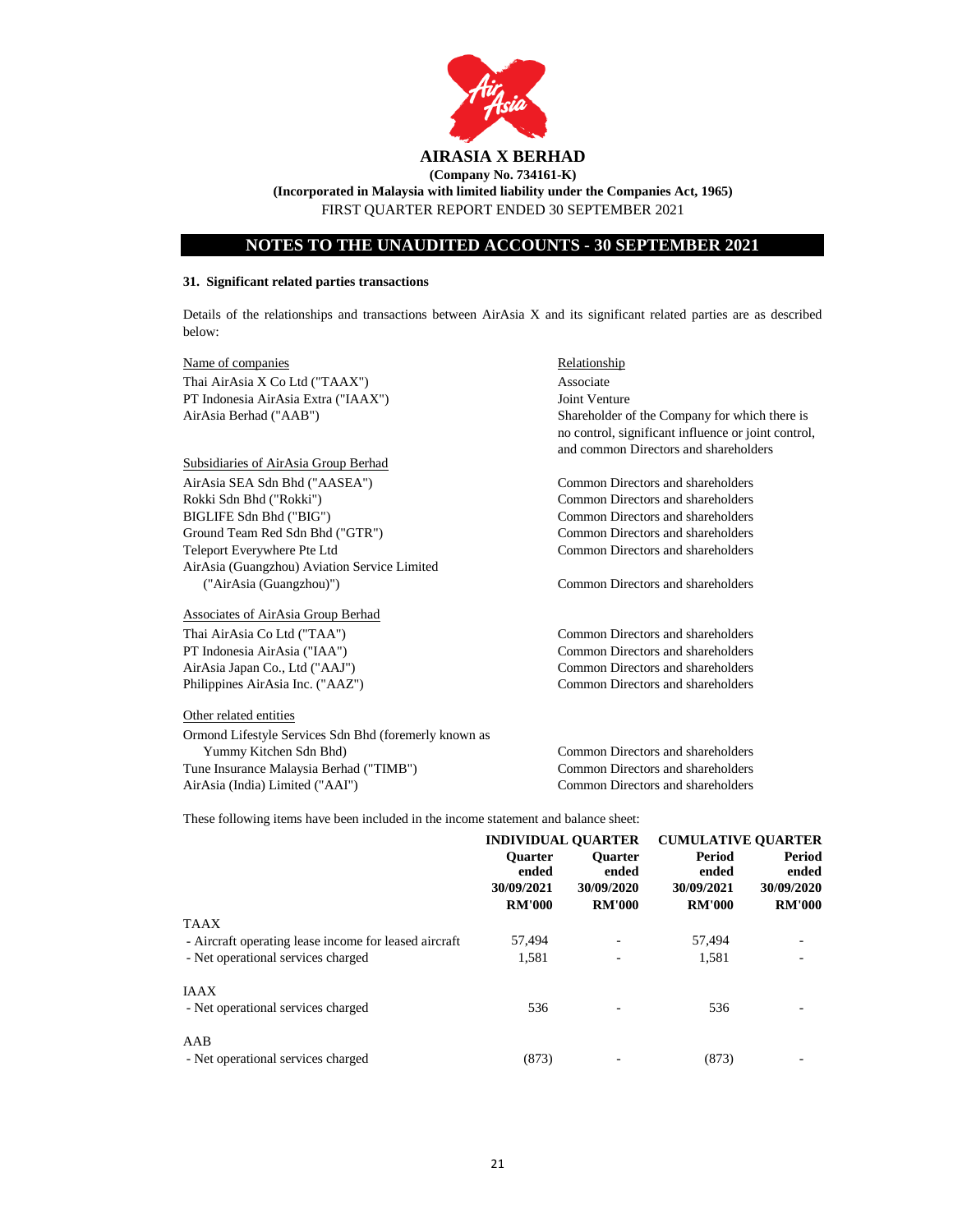**AIRASIA X BERHAD**

**(Company No. 734161-K)**

**(Incorporated in Malaysia with limited liability under the Companies Act, 1965)**

FIRST QUARTER REPORT ENDED 30 SEPTEMBER 2021

## NOTES TO THE UNAUDITED ACCOUNTS - 30 SEPTEMBER 2021

### 31. Significant related parties transactions

Details of the relationships and transactions between AirAsia X and its significant related parties are as described below:

| Name of companies | Relationship |
|---|---|
| Thai AirAsia X Co Ltd ("TAAX") | Associate |
| PT Indonesia AirAsia Extra ("IAAX") | Joint Venture |
| AirAsia Berhad ("AAB") | Shareholder of the Company for which there is no control, significant influence or joint control, and common Directors and shareholders |
| **Subsidiaries of AirAsia Group Berhad** | |
| AirAsia SEA Sdn Bhd ("AASEA") | Common Directors and shareholders |
| Rokki Sdn Bhd ("Rokki") | Common Directors and shareholders |
| BIGLIFE Sdn Bhd ("BIG") | Common Directors and shareholders |
| Ground Team Red Sdn Bhd ("GTR") | Common Directors and shareholders |
| Teleport Everywhere Pte Ltd | Common Directors and shareholders |
| AirAsia (Guangzhou) Aviation Service Limited ("AirAsia (Guangzhou)") | Common Directors and shareholders |
| **Associates of AirAsia Group Berhad** | |
| Thai AirAsia Co Ltd ("TAA") | Common Directors and shareholders |
| PT Indonesia AirAsia ("IAA") | Common Directors and shareholders |
| AirAsia Japan Co., Ltd ("AAJ") | Common Directors and shareholders |
| Philippines AirAsia Inc. ("AAZ") | Common Directors and shareholders |
| **Other related entities** | |
| Ormond Lifestyle Services Sdn Bhd (foremerly known as Yummy Kitchen Sdn Bhd) | Common Directors and shareholders |
| Tune Insurance Malaysia Berhad ("TIMB") | Common Directors and shareholders |
| AirAsia (India) Limited ("AAI") | Common Directors and shareholders |

These following items have been included in the income statement and balance sheet:

| | INDIVIDUAL QUARTER | | CUMULATIVE QUARTER | |
|---|---|---|---|---|
| | Quarter ended 30/09/2021 RM'000 | Quarter ended 30/09/2020 RM'000 | Period ended 30/09/2021 RM'000 | Period ended 30/09/2020 RM'000 |
| TAAX | | | | |
| - Aircraft operating lease income for leased aircraft | 57,494 | - | 57,494 | - |
| - Net operational services charged | 1,581 | - | 1,581 | - |
| IAAX | | | | |
| - Net operational services charged | 536 | - | 536 | - |
| AAB | | | | |
| - Net operational services charged | (873) | - | (873) | - |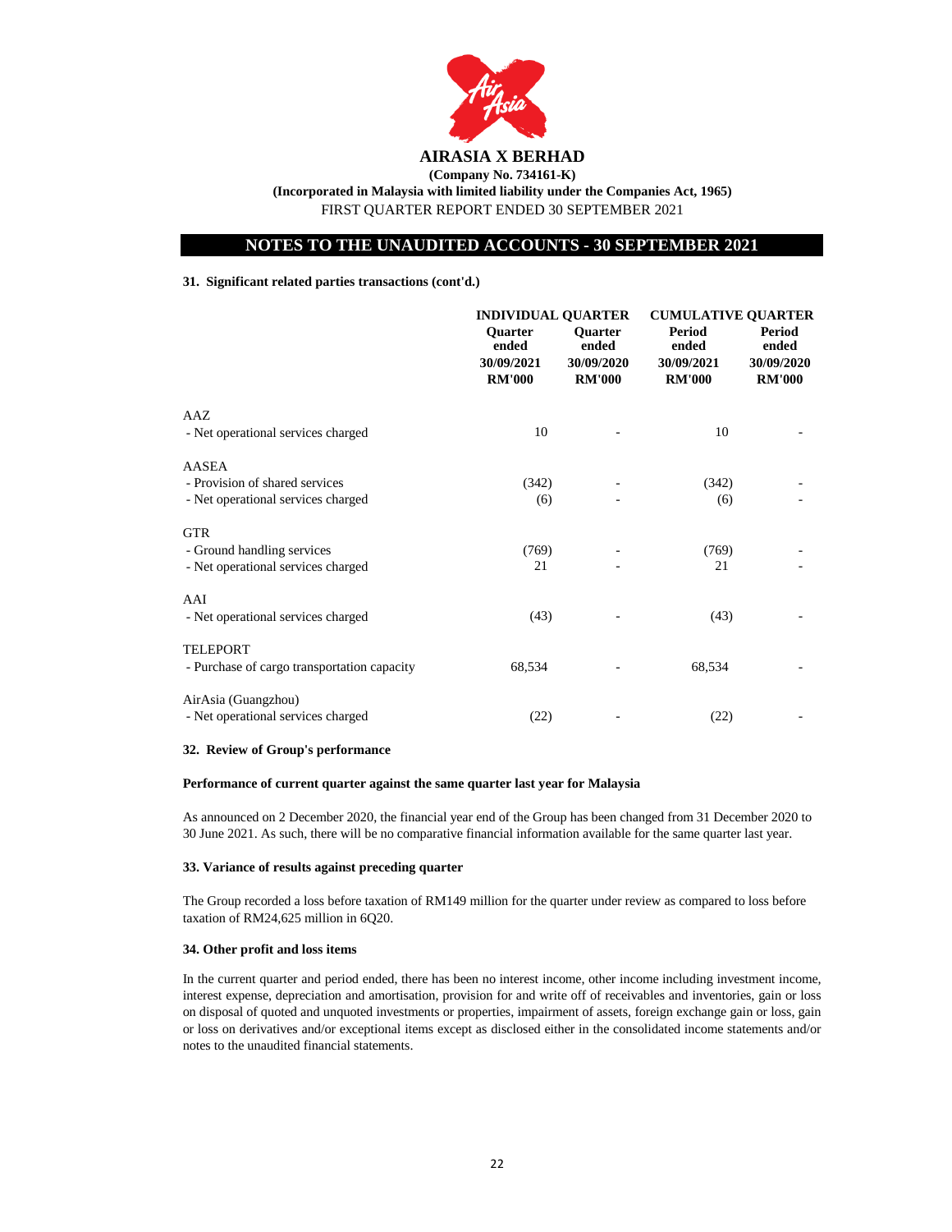**AIRASIA X BERHAD**

**(Company No. 734161-K)**

**(Incorporated in Malaysia with limited liability under the Companies Act, 1965)**

FIRST QUARTER REPORT ENDED 30 SEPTEMBER 2021

## NOTES TO THE UNAUDITED ACCOUNTS - 30 SEPTEMBER 2021

**31. Significant related parties transactions (cont'd.)**

| | INDIVIDUAL QUARTER | | CUMULATIVE QUARTER | |
|---|---|---|---|---|
| | Quarter ended 30/09/2021 RM'000 | Quarter ended 30/09/2020 RM'000 | Period ended 30/09/2021 RM'000 | Period ended 30/09/2020 RM'000 |
| AAZ | | | | |
| - Net operational services charged | 10 | - | 10 | - |
| AASEA | | | | |
| - Provision of shared services | (342) | - | (342) | - |
| - Net operational services charged | (6) | - | (6) | - |
| GTR | | | | |
| - Ground handling services | (769) | - | (769) | - |
| - Net operational services charged | 21 | - | 21 | - |
| AAI | | | | |
| - Net operational services charged | (43) | - | (43) | - |
| TELEPORT | | | | |
| - Purchase of cargo transportation capacity | 68,534 | - | 68,534 | - |
| AirAsia (Guangzhou) | | | | |
| - Net operational services charged | (22) | - | (22) | - |

**32. Review of Group's performance**

**Performance of current quarter against the same quarter last year for Malaysia**

As announced on 2 December 2020, the financial year end of the Group has been changed from 31 December 2020 to 30 June 2021. As such, there will be no comparative financial information available for the same quarter last year.

**33. Variance of results against preceding quarter**

The Group recorded a loss before taxation of RM149 million for the quarter under review as compared to loss before taxation of RM24,625 million in 6Q20.

**34. Other profit and loss items**

In the current quarter and period ended, there has been no interest income, other income including investment income, interest expense, depreciation and amortisation, provision for and write off of receivables and inventories, gain or loss on disposal of quoted and unquoted investments or properties, impairment of assets, foreign exchange gain or loss, gain or loss on derivatives and/or exceptional items except as disclosed either in the consolidated income statements and/or notes to the unaudited financial statements.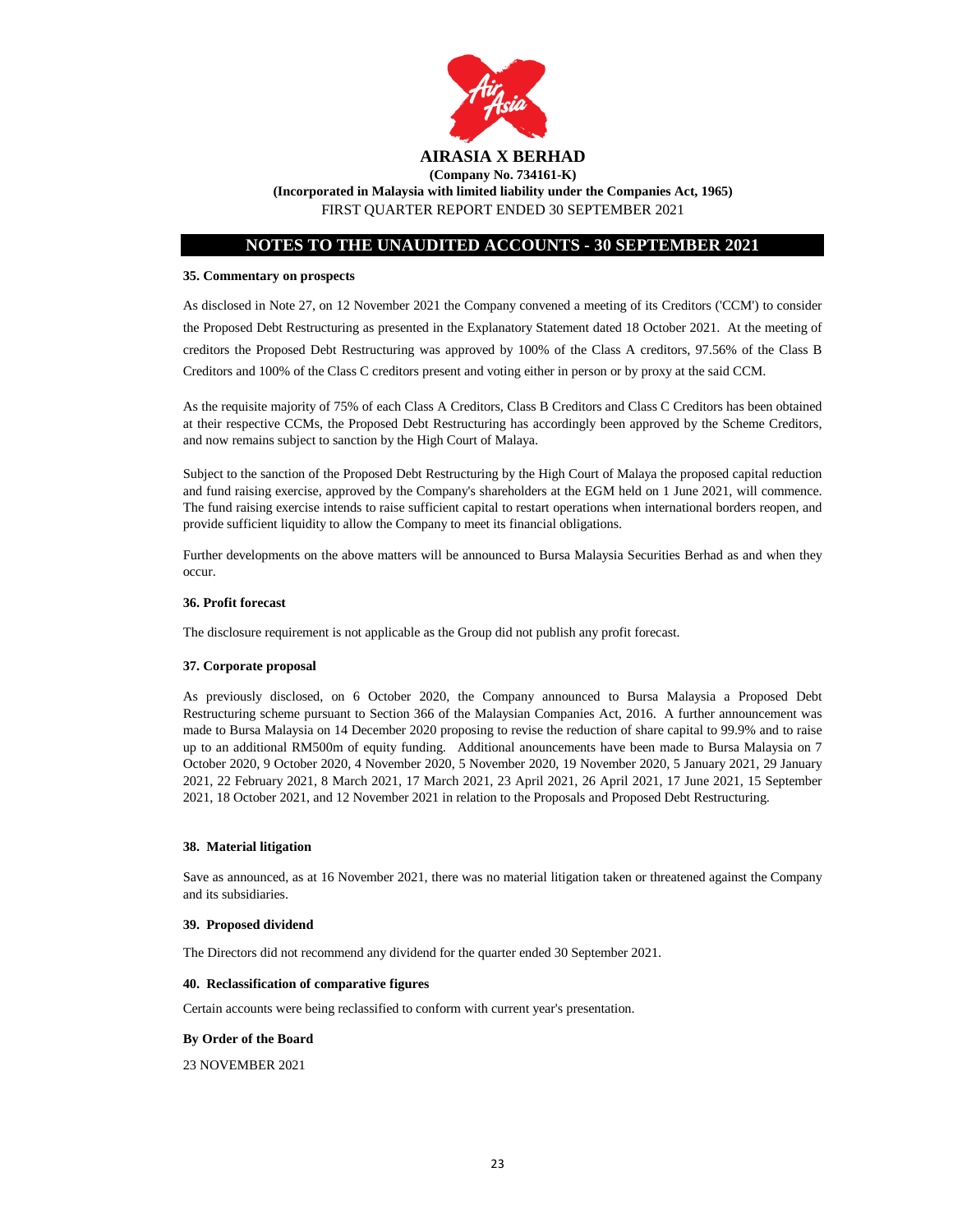# AIRASIA X BERHAD

**(Company No. 734161-K)**

**(Incorporated in Malaysia with limited liability under the Companies Act, 1965)**

FIRST QUARTER REPORT ENDED 30 SEPTEMBER 2021

## NOTES TO THE UNAUDITED ACCOUNTS - 30 SEPTEMBER 2021

### 35. Commentary on prospects

As disclosed in Note 27, on 12 November 2021 the Company convened a meeting of its Creditors ('CCM') to consider the Proposed Debt Restructuring as presented in the Explanatory Statement dated 18 October 2021. At the meeting of creditors the Proposed Debt Restructuring was approved by 100% of the Class A creditors, 97.56% of the Class B Creditors and 100% of the Class C creditors present and voting either in person or by proxy at the said CCM.

As the requisite majority of 75% of each Class A Creditors, Class B Creditors and Class C Creditors has been obtained at their respective CCMs, the Proposed Debt Restructuring has accordingly been approved by the Scheme Creditors, and now remains subject to sanction by the High Court of Malaya.

Subject to the sanction of the Proposed Debt Restructuring by the High Court of Malaya the proposed capital reduction and fund raising exercise, approved by the Company's shareholders at the EGM held on 1 June 2021, will commence. The fund raising exercise intends to raise sufficient capital to restart operations when international borders reopen, and provide sufficient liquidity to allow the Company to meet its financial obligations.

Further developments on the above matters will be announced to Bursa Malaysia Securities Berhad as and when they occur.

### 36. Profit forecast

The disclosure requirement is not applicable as the Group did not publish any profit forecast.

### 37. Corporate proposal

As previously disclosed, on 6 October 2020, the Company announced to Bursa Malaysia a Proposed Debt Restructuring scheme pursuant to Section 366 of the Malaysian Companies Act, 2016. A further announcement was made to Bursa Malaysia on 14 December 2020 proposing to revise the reduction of share capital to 99.9% and to raise up to an additional RM500m of equity funding. Additional anouncements have been made to Bursa Malaysia on 7 October 2020, 9 October 2020, 4 November 2020, 5 November 2020, 19 November 2020, 5 January 2021, 29 January 2021, 22 February 2021, 8 March 2021, 17 March 2021, 23 April 2021, 26 April 2021, 17 June 2021, 15 September 2021, 18 October 2021, and 12 November 2021 in relation to the Proposals and Proposed Debt Restructuring.

### 38. Material litigation

Save as announced, as at 16 November 2021, there was no material litigation taken or threatened against the Company and its subsidiaries.

### 39. Proposed dividend

The Directors did not recommend any dividend for the quarter ended 30 September 2021.

### 40. Reclassification of comparative figures

Certain accounts were being reclassified to conform with current year's presentation.

**By Order of the Board**

23 NOVEMBER 2021